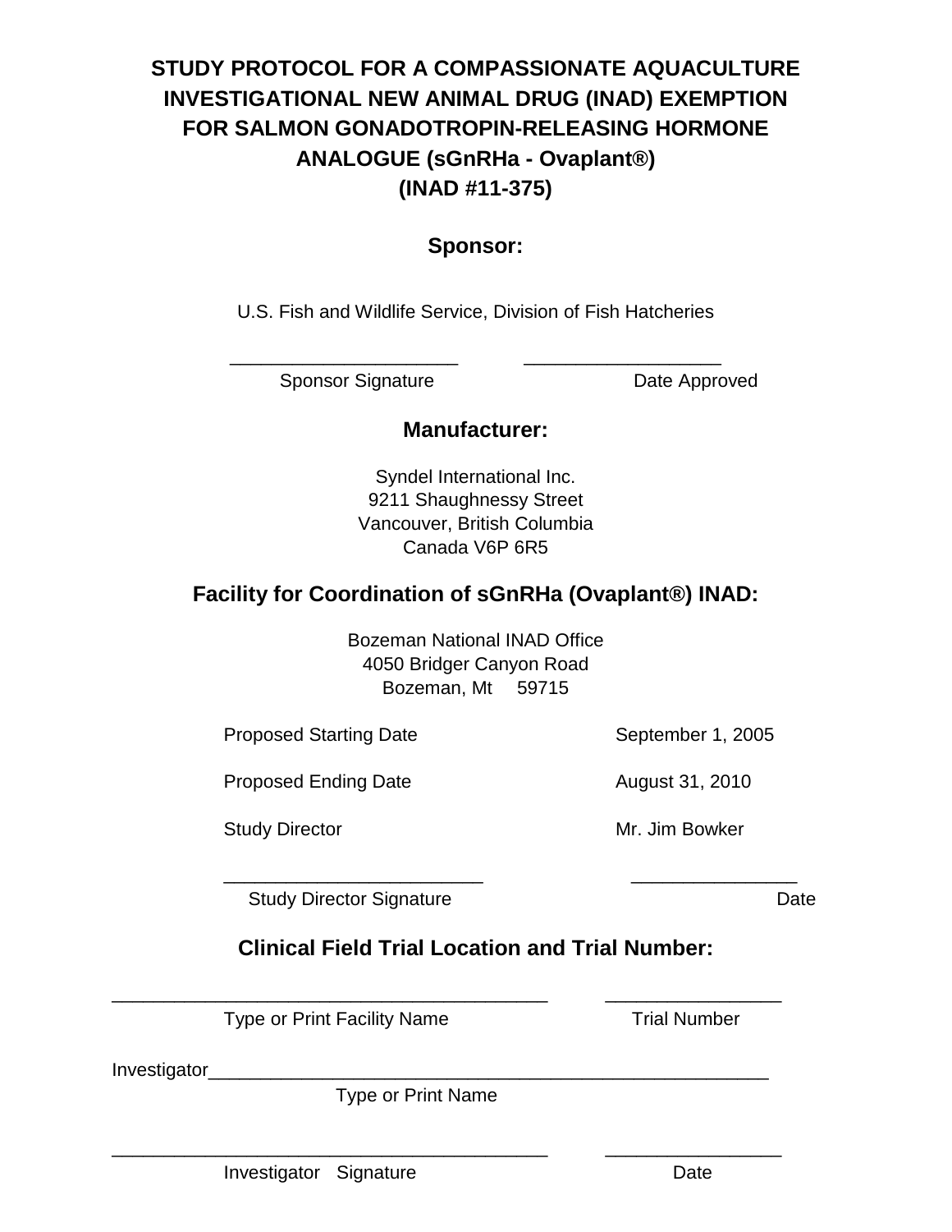# STUDY PROTOCOL FOR A COMPASSIONATE AQUACULTURE INVESTIGATIONAL NEW ANIMAL DRUG (INAD) EXEMPTION FOR SALMON GONADOTROPIN-RELEASING HORMONE ANALOGUE (sGnRHa - Ovaplant®) (INAD #11-375)

## Sponsor:

U.S. Fish and Wildlife Service, Division of Fish Hatcheries

______________________ ___________________
Sponsor Signature Date Approved

## Manufacturer:

Syndel International Inc.
9211 Shaughnessy Street
Vancouver, British Columbia
Canada V6P 6R5

## Facility for Coordination of sGnRHa (Ovaplant®) INAD:

Bozeman National INAD Office
4050 Bridger Canyon Road
Bozeman, Mt 59715

| | |
|---|---|
| Proposed Starting Date | September 1, 2005 |
| Proposed Ending Date | August 31, 2010 |
| Study Director | Mr. Jim Bowker |

_________________________ ________________
Study Director Signature Date

## Clinical Field Trial Location and Trial Number:

__________________________________________ _________________
Type or Print Facility Name Trial Number

Investigator_________________________________________________________
Type or Print Name

__________________________________________ _________________
Investigator Signature Date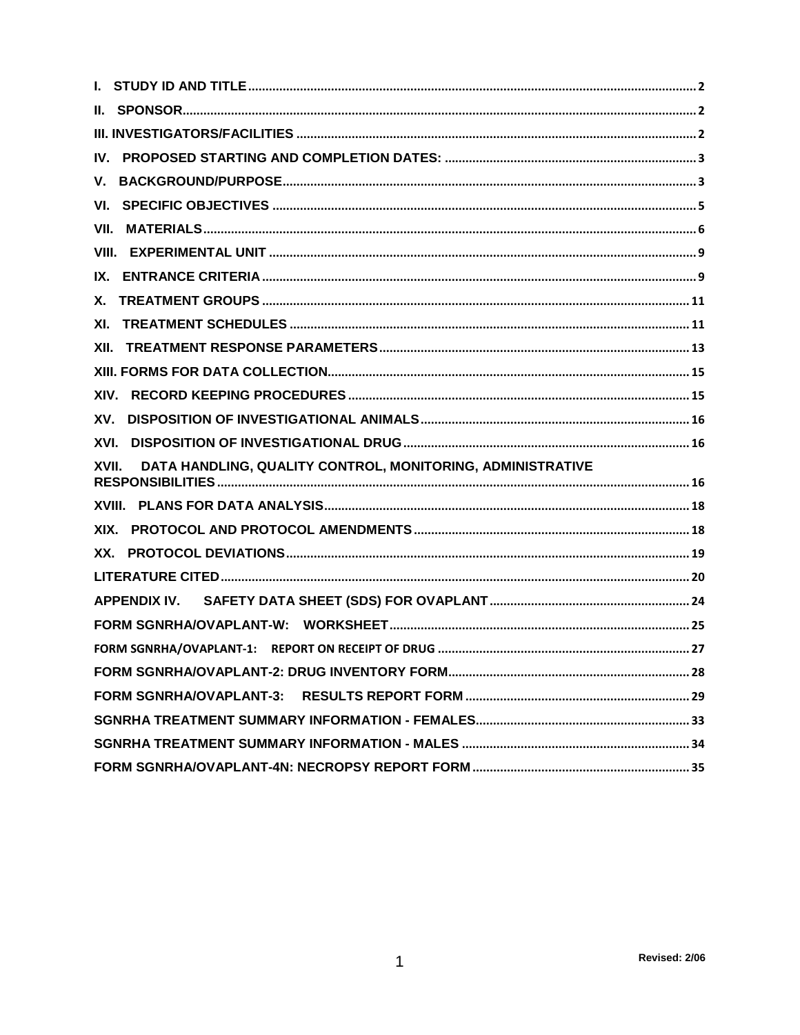I. STUDY ID AND TITLE ..... 2

II. SPONSOR ..... 2

III. INVESTIGATORS/FACILITIES ..... 2

IV. PROPOSED STARTING AND COMPLETION DATES: ..... 3

V. BACKGROUND/PURPOSE ..... 3

VI. SPECIFIC OBJECTIVES ..... 5

VII. MATERIALS ..... 6

VIII. EXPERIMENTAL UNIT ..... 9

IX. ENTRANCE CRITERIA ..... 9

X. TREATMENT GROUPS ..... 11

XI. TREATMENT SCHEDULES ..... 11

XII. TREATMENT RESPONSE PARAMETERS ..... 13

XIII. FORMS FOR DATA COLLECTION ..... 15

XIV. RECORD KEEPING PROCEDURES ..... 15

XV. DISPOSITION OF INVESTIGATIONAL ANIMALS ..... 16

XVI. DISPOSITION OF INVESTIGATIONAL DRUG ..... 16

XVII. DATA HANDLING, QUALITY CONTROL, MONITORING, ADMINISTRATIVE RESPONSIBILITIES ..... 16

XVIII. PLANS FOR DATA ANALYSIS ..... 18

XIX. PROTOCOL AND PROTOCOL AMENDMENTS ..... 18

XX. PROTOCOL DEVIATIONS ..... 19

LITERATURE CITED ..... 20

APPENDIX IV. SAFETY DATA SHEET (SDS) FOR OVAPLANT ..... 24

FORM SGNRHA/OVAPLANT-W: WORKSHEET ..... 25

FORM SGNRHA/OVAPLANT-1: REPORT ON RECEIPT OF DRUG ..... 27

FORM SGNRHA/OVAPLANT-2: DRUG INVENTORY FORM ..... 28

FORM SGNRHA/OVAPLANT-3: RESULTS REPORT FORM ..... 29

SGNRHA TREATMENT SUMMARY INFORMATION - FEMALES ..... 33

SGNRHA TREATMENT SUMMARY INFORMATION - MALES ..... 34

FORM SGNRHA/OVAPLANT-4N: NECROPSY REPORT FORM ..... 35

Revised: 2/06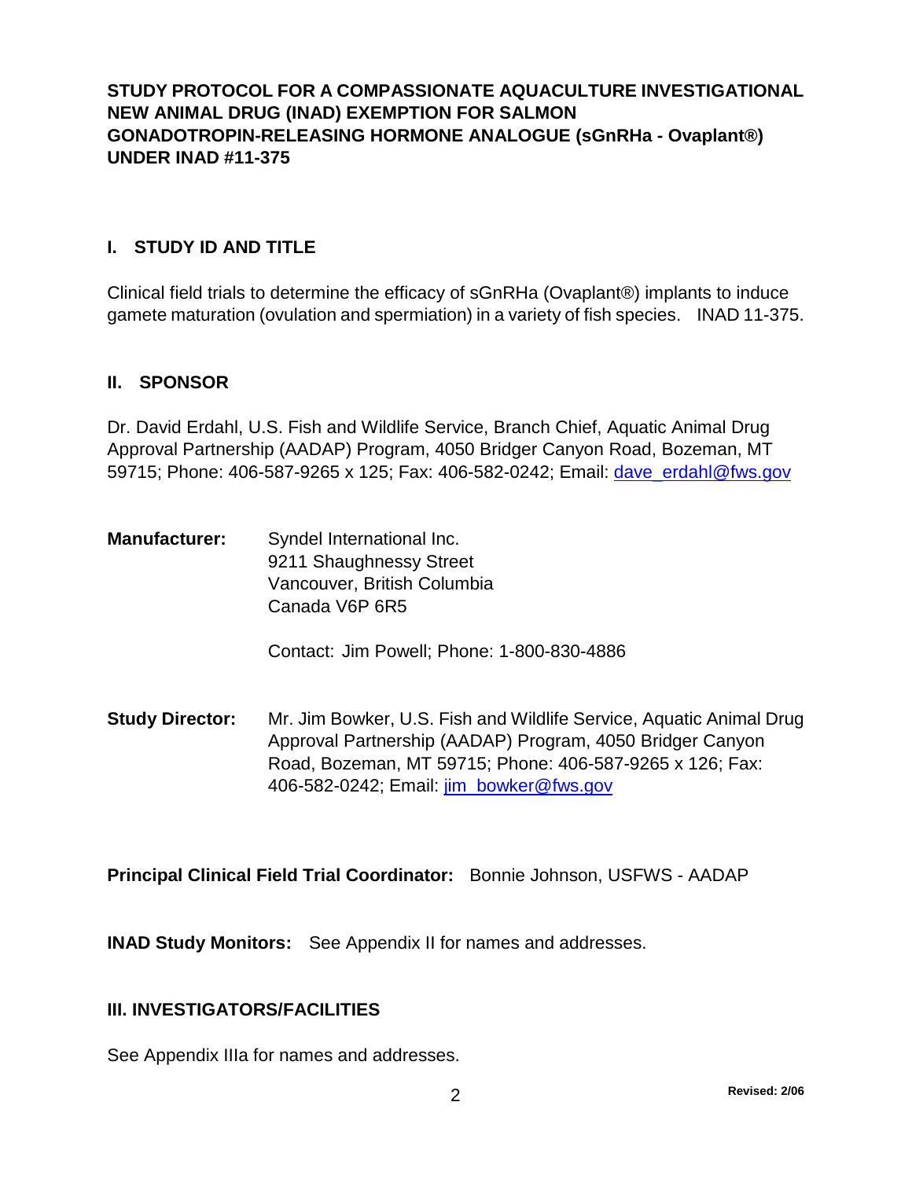**STUDY PROTOCOL FOR A COMPASSIONATE AQUACULTURE INVESTIGATIONAL NEW ANIMAL DRUG (INAD) EXEMPTION FOR SALMON GONADOTROPIN-RELEASING HORMONE ANALOGUE (sGnRHa - Ovaplant®) UNDER INAD #11-375**

## I. STUDY ID AND TITLE

Clinical field trials to determine the efficacy of sGnRHa (Ovaplant®) implants to induce gamete maturation (ovulation and spermiation) in a variety of fish species. INAD 11-375.

## II. SPONSOR

Dr. David Erdahl, U.S. Fish and Wildlife Service, Branch Chief, Aquatic Animal Drug Approval Partnership (AADAP) Program, 4050 Bridger Canyon Road, Bozeman, MT 59715; Phone: 406-587-9265 x 125; Fax: 406-582-0242; Email: dave_erdahl@fws.gov

**Manufacturer:** Syndel International Inc.
9211 Shaughnessy Street
Vancouver, British Columbia
Canada V6P 6R5

Contact: Jim Powell; Phone: 1-800-830-4886

**Study Director:** Mr. Jim Bowker, U.S. Fish and Wildlife Service, Aquatic Animal Drug Approval Partnership (AADAP) Program, 4050 Bridger Canyon Road, Bozeman, MT 59715; Phone: 406-587-9265 x 126; Fax: 406-582-0242; Email: jim_bowker@fws.gov

**Principal Clinical Field Trial Coordinator:** Bonnie Johnson, USFWS - AADAP

**INAD Study Monitors:** See Appendix II for names and addresses.

## III. INVESTIGATORS/FACILITIES

See Appendix IIIa for names and addresses.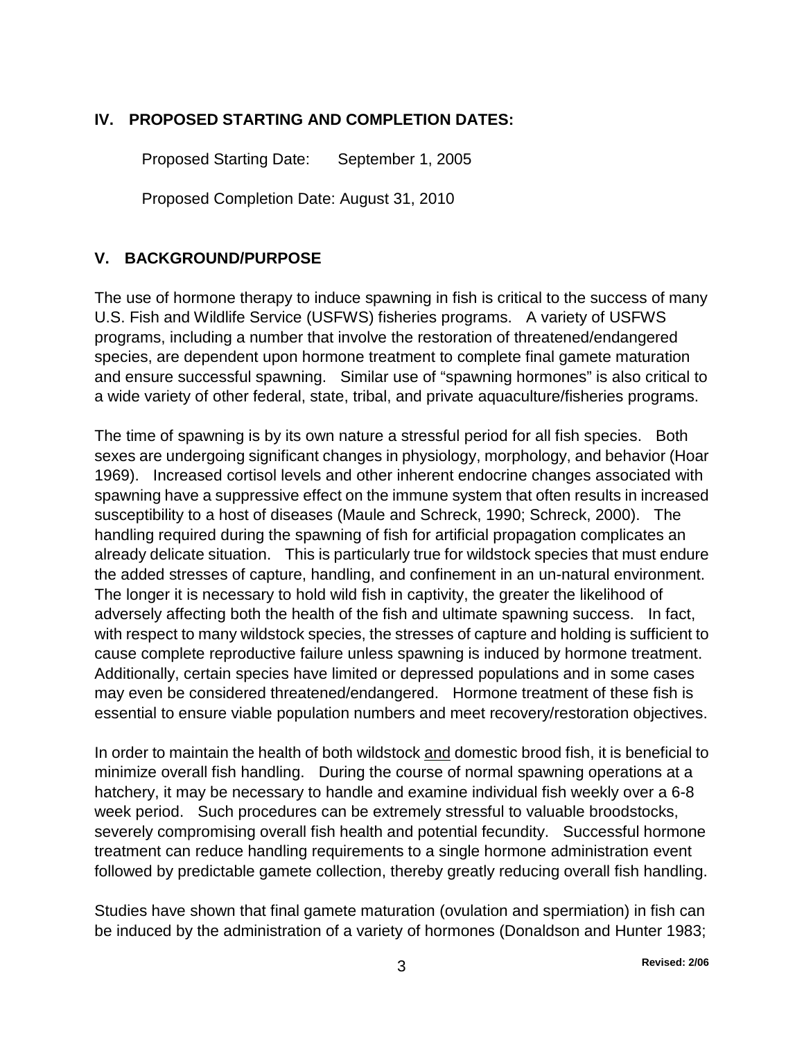## IV. PROPOSED STARTING AND COMPLETION DATES:

Proposed Starting Date: September 1, 2005

Proposed Completion Date: August 31, 2010

## V. BACKGROUND/PURPOSE

The use of hormone therapy to induce spawning in fish is critical to the success of many U.S. Fish and Wildlife Service (USFWS) fisheries programs. A variety of USFWS programs, including a number that involve the restoration of threatened/endangered species, are dependent upon hormone treatment to complete final gamete maturation and ensure successful spawning. Similar use of "spawning hormones" is also critical to a wide variety of other federal, state, tribal, and private aquaculture/fisheries programs.

The time of spawning is by its own nature a stressful period for all fish species. Both sexes are undergoing significant changes in physiology, morphology, and behavior (Hoar 1969). Increased cortisol levels and other inherent endocrine changes associated with spawning have a suppressive effect on the immune system that often results in increased susceptibility to a host of diseases (Maule and Schreck, 1990; Schreck, 2000). The handling required during the spawning of fish for artificial propagation complicates an already delicate situation. This is particularly true for wildstock species that must endure the added stresses of capture, handling, and confinement in an un-natural environment. The longer it is necessary to hold wild fish in captivity, the greater the likelihood of adversely affecting both the health of the fish and ultimate spawning success. In fact, with respect to many wildstock species, the stresses of capture and holding is sufficient to cause complete reproductive failure unless spawning is induced by hormone treatment. Additionally, certain species have limited or depressed populations and in some cases may even be considered threatened/endangered. Hormone treatment of these fish is essential to ensure viable population numbers and meet recovery/restoration objectives.

In order to maintain the health of both wildstock and domestic brood fish, it is beneficial to minimize overall fish handling. During the course of normal spawning operations at a hatchery, it may be necessary to handle and examine individual fish weekly over a 6-8 week period. Such procedures can be extremely stressful to valuable broodstocks, severely compromising overall fish health and potential fecundity. Successful hormone treatment can reduce handling requirements to a single hormone administration event followed by predictable gamete collection, thereby greatly reducing overall fish handling.

Studies have shown that final gamete maturation (ovulation and spermiation) in fish can be induced by the administration of a variety of hormones (Donaldson and Hunter 1983;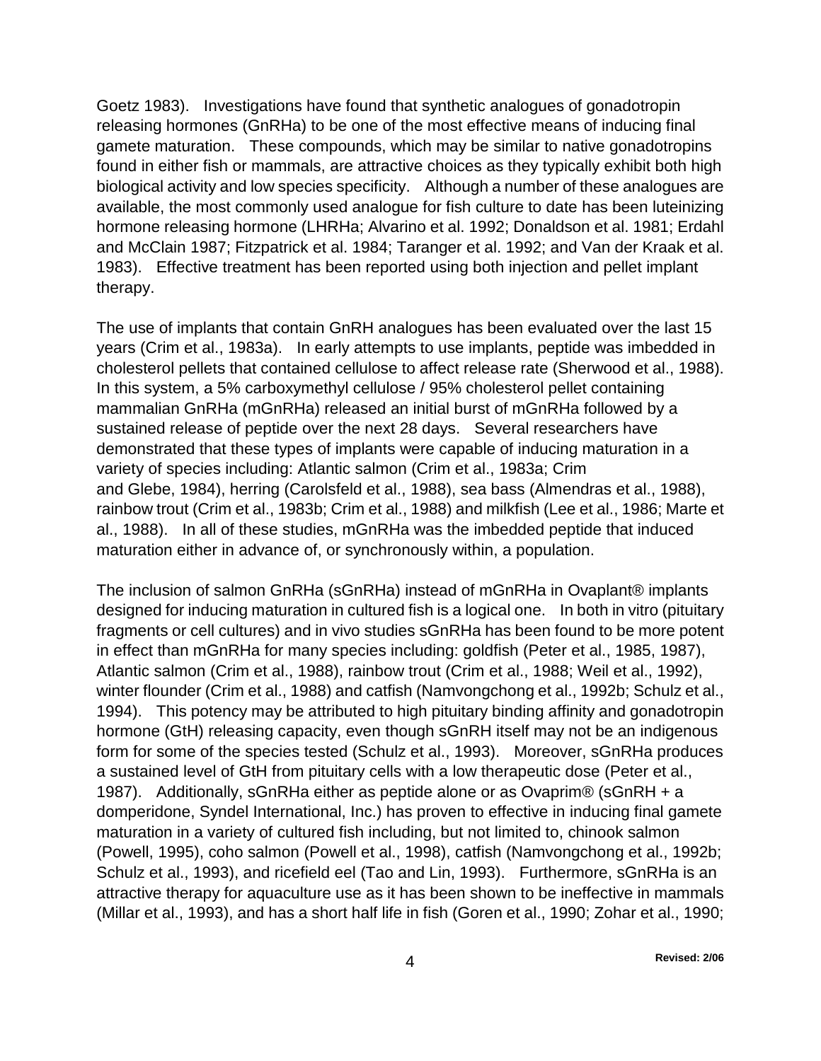Goetz 1983). Investigations have found that synthetic analogues of gonadotropin releasing hormones (GnRHa) to be one of the most effective means of inducing final gamete maturation. These compounds, which may be similar to native gonadotropins found in either fish or mammals, are attractive choices as they typically exhibit both high biological activity and low species specificity. Although a number of these analogues are available, the most commonly used analogue for fish culture to date has been luteinizing hormone releasing hormone (LHRHa; Alvarino et al. 1992; Donaldson et al. 1981; Erdahl and McClain 1987; Fitzpatrick et al. 1984; Taranger et al. 1992; and Van der Kraak et al. 1983). Effective treatment has been reported using both injection and pellet implant therapy.

The use of implants that contain GnRH analogues has been evaluated over the last 15 years (Crim et al., 1983a). In early attempts to use implants, peptide was imbedded in cholesterol pellets that contained cellulose to affect release rate (Sherwood et al., 1988). In this system, a 5% carboxymethyl cellulose / 95% cholesterol pellet containing mammalian GnRHa (mGnRHa) released an initial burst of mGnRHa followed by a sustained release of peptide over the next 28 days. Several researchers have demonstrated that these types of implants were capable of inducing maturation in a variety of species including: Atlantic salmon (Crim et al., 1983a; Crim and Glebe, 1984), herring (Carolsfeld et al., 1988), sea bass (Almendras et al., 1988), rainbow trout (Crim et al., 1983b; Crim et al., 1988) and milkfish (Lee et al., 1986; Marte et al., 1988). In all of these studies, mGnRHa was the imbedded peptide that induced maturation either in advance of, or synchronously within, a population.

The inclusion of salmon GnRHa (sGnRHa) instead of mGnRHa in Ovaplant® implants designed for inducing maturation in cultured fish is a logical one. In both in vitro (pituitary fragments or cell cultures) and in vivo studies sGnRHa has been found to be more potent in effect than mGnRHa for many species including: goldfish (Peter et al., 1985, 1987), Atlantic salmon (Crim et al., 1988), rainbow trout (Crim et al., 1988; Weil et al., 1992), winter flounder (Crim et al., 1988) and catfish (Namvongchong et al., 1992b; Schulz et al., 1994). This potency may be attributed to high pituitary binding affinity and gonadotropin hormone (GtH) releasing capacity, even though sGnRH itself may not be an indigenous form for some of the species tested (Schulz et al., 1993). Moreover, sGnRHa produces a sustained level of GtH from pituitary cells with a low therapeutic dose (Peter et al., 1987). Additionally, sGnRHa either as peptide alone or as Ovaprim® (sGnRH + a domperidone, Syndel International, Inc.) has proven to effective in inducing final gamete maturation in a variety of cultured fish including, but not limited to, chinook salmon (Powell, 1995), coho salmon (Powell et al., 1998), catfish (Namvongchong et al., 1992b; Schulz et al., 1993), and ricefield eel (Tao and Lin, 1993). Furthermore, sGnRHa is an attractive therapy for aquaculture use as it has been shown to be ineffective in mammals (Millar et al., 1993), and has a short half life in fish (Goren et al., 1990; Zohar et al., 1990;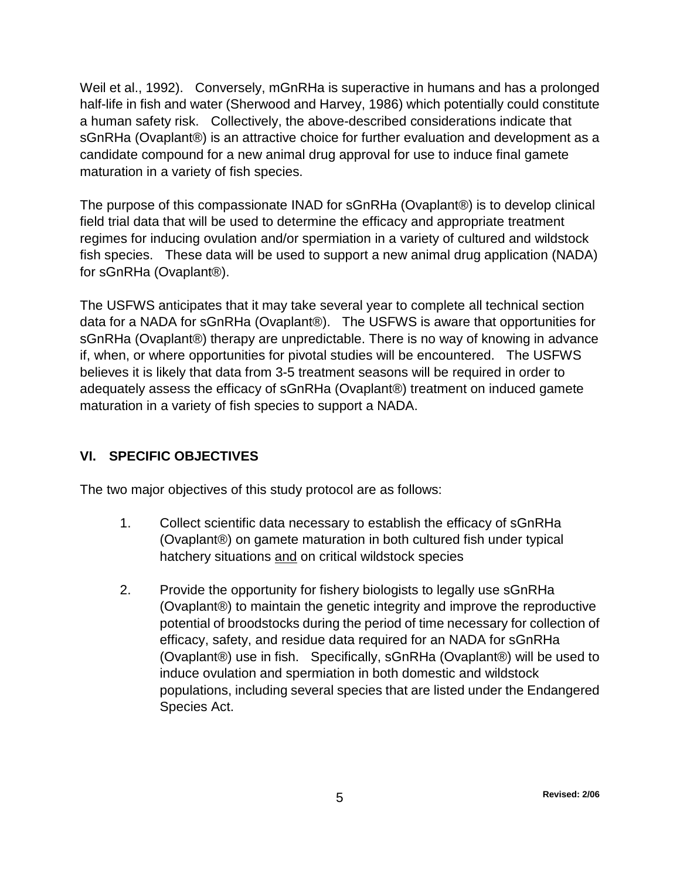Weil et al., 1992). Conversely, mGnRHa is superactive in humans and has a prolonged half-life in fish and water (Sherwood and Harvey, 1986) which potentially could constitute a human safety risk. Collectively, the above-described considerations indicate that sGnRHa (Ovaplant®) is an attractive choice for further evaluation and development as a candidate compound for a new animal drug approval for use to induce final gamete maturation in a variety of fish species.

The purpose of this compassionate INAD for sGnRHa (Ovaplant®) is to develop clinical field trial data that will be used to determine the efficacy and appropriate treatment regimes for inducing ovulation and/or spermiation in a variety of cultured and wildstock fish species. These data will be used to support a new animal drug application (NADA) for sGnRHa (Ovaplant®).

The USFWS anticipates that it may take several year to complete all technical section data for a NADA for sGnRHa (Ovaplant®). The USFWS is aware that opportunities for sGnRHa (Ovaplant®) therapy are unpredictable. There is no way of knowing in advance if, when, or where opportunities for pivotal studies will be encountered. The USFWS believes it is likely that data from 3-5 treatment seasons will be required in order to adequately assess the efficacy of sGnRHa (Ovaplant®) treatment on induced gamete maturation in a variety of fish species to support a NADA.

## VI. SPECIFIC OBJECTIVES

The two major objectives of this study protocol are as follows:

1. Collect scientific data necessary to establish the efficacy of sGnRHa (Ovaplant®) on gamete maturation in both cultured fish under typical hatchery situations <u>and</u> on critical wildstock species

2. Provide the opportunity for fishery biologists to legally use sGnRHa (Ovaplant®) to maintain the genetic integrity and improve the reproductive potential of broodstocks during the period of time necessary for collection of efficacy, safety, and residue data required for an NADA for sGnRHa (Ovaplant®) use in fish. Specifically, sGnRHa (Ovaplant®) will be used to induce ovulation and spermiation in both domestic and wildstock populations, including several species that are listed under the Endangered Species Act.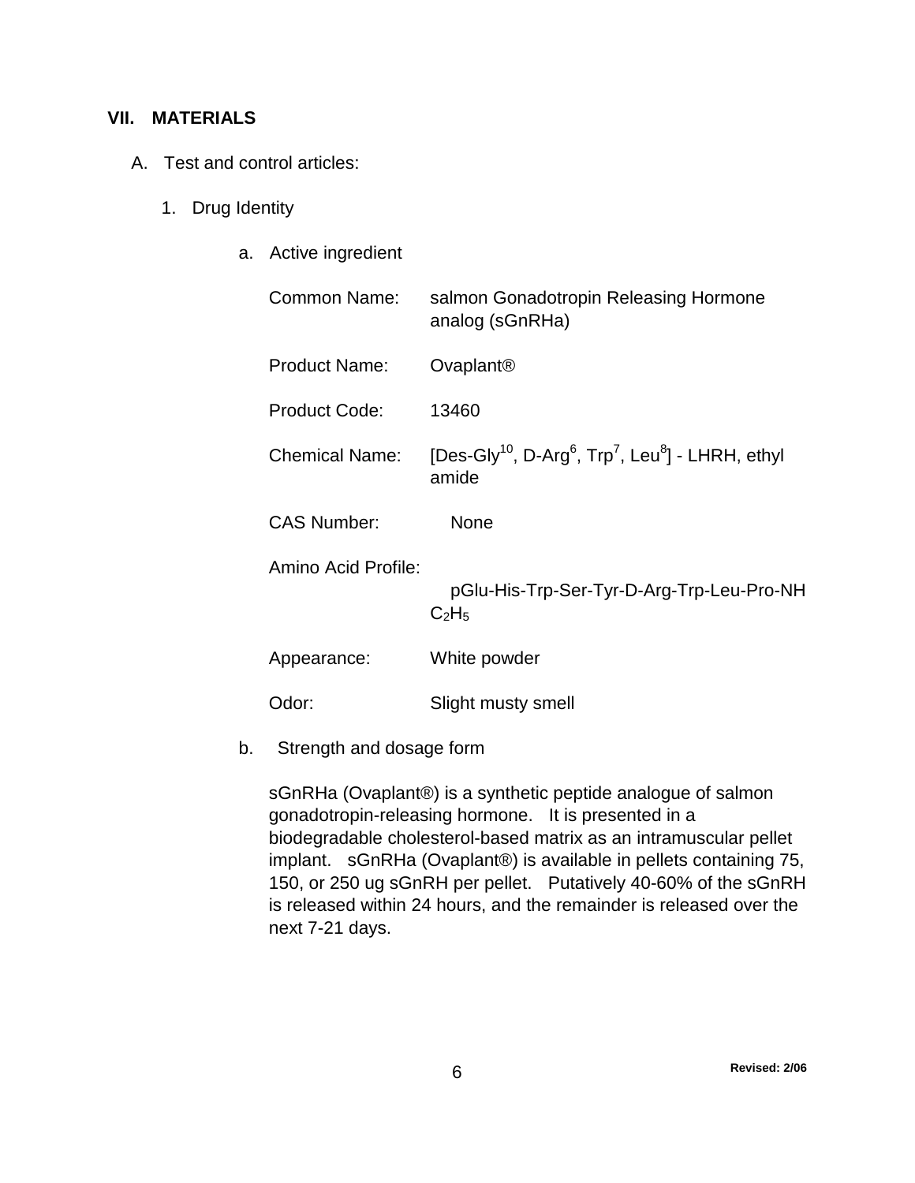## VII. MATERIALS

A. Test and control articles:

1. Drug Identity

a. Active ingredient

| | |
|---|---|
| Common Name: | salmon Gonadotropin Releasing Hormone analog (sGnRHa) |
| Product Name: | Ovaplant® |
| Product Code: | 13460 |
| Chemical Name: | [Des-Gly$^{10}$, D-Arg$^{6}$, Trp$^{7}$, Leu$^{8}$] - LHRH, ethyl amide |
| CAS Number: | None |
| Amino Acid Profile: | pGlu-His-Trp-Ser-Tyr-D-Arg-Trp-Leu-Pro-NH $C_2H_5$ |
| Appearance: | White powder |
| Odor: | Slight musty smell |

b. Strength and dosage form

sGnRHa (Ovaplant®) is a synthetic peptide analogue of salmon gonadotropin-releasing hormone. It is presented in a biodegradable cholesterol-based matrix as an intramuscular pellet implant. sGnRHa (Ovaplant®) is available in pellets containing 75, 150, or 250 ug sGnRH per pellet. Putatively 40-60% of the sGnRH is released within 24 hours, and the remainder is released over the next 7-21 days.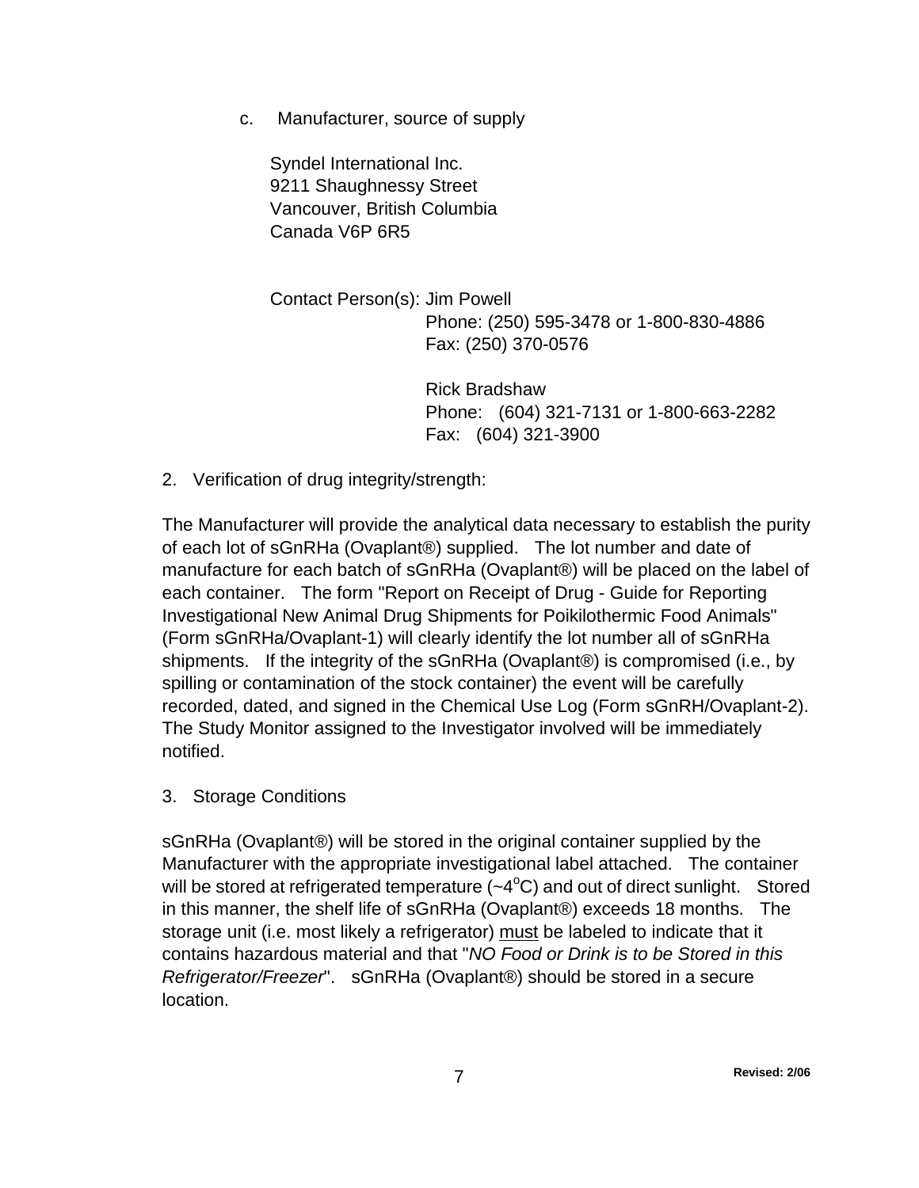c. Manufacturer, source of supply

Syndel International Inc.
9211 Shaughnessy Street
Vancouver, British Columbia
Canada V6P 6R5

Contact Person(s): Jim Powell
Phone: (250) 595-3478 or 1-800-830-4886
Fax: (250) 370-0576

Rick Bradshaw
Phone: (604) 321-7131 or 1-800-663-2282
Fax: (604) 321-3900

2. Verification of drug integrity/strength:

The Manufacturer will provide the analytical data necessary to establish the purity of each lot of sGnRHa (Ovaplant®) supplied. The lot number and date of manufacture for each batch of sGnRHa (Ovaplant®) will be placed on the label of each container. The form "Report on Receipt of Drug - Guide for Reporting Investigational New Animal Drug Shipments for Poikilothermic Food Animals" (Form sGnRHa/Ovaplant-1) will clearly identify the lot number all of sGnRHa shipments. If the integrity of the sGnRHa (Ovaplant®) is compromised (i.e., by spilling or contamination of the stock container) the event will be carefully recorded, dated, and signed in the Chemical Use Log (Form sGnRH/Ovaplant-2). The Study Monitor assigned to the Investigator involved will be immediately notified.

3. Storage Conditions

sGnRHa (Ovaplant®) will be stored in the original container supplied by the Manufacturer with the appropriate investigational label attached. The container will be stored at refrigerated temperature (~4°C) and out of direct sunlight. Stored in this manner, the shelf life of sGnRHa (Ovaplant®) exceeds 18 months. The storage unit (i.e. most likely a refrigerator) <u>must</u> be labeled to indicate that it contains hazardous material and that "*NO Food or Drink is to be Stored in this Refrigerator/Freezer*". sGnRHa (Ovaplant®) should be stored in a secure location.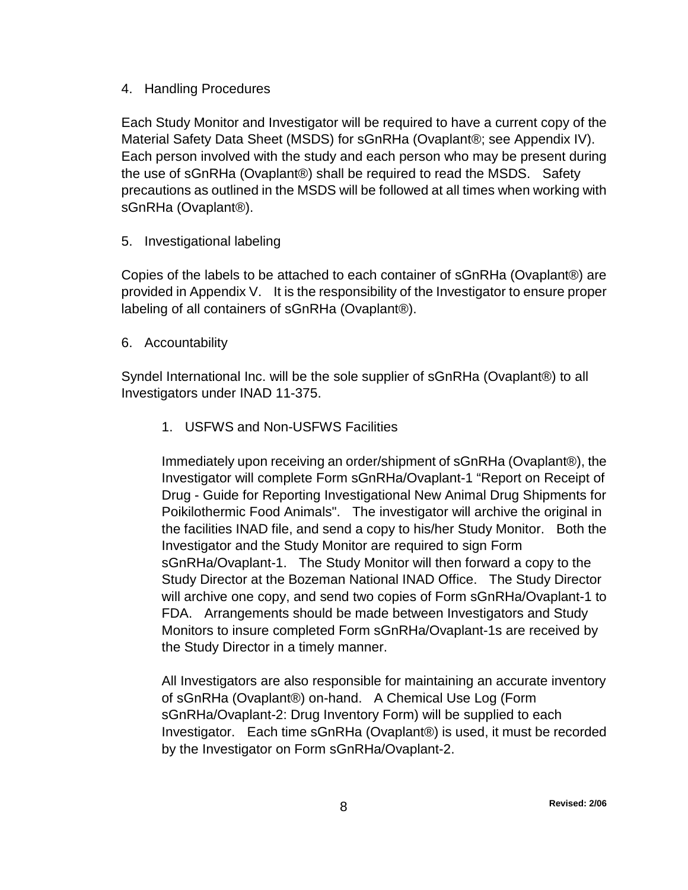4. Handling Procedures

Each Study Monitor and Investigator will be required to have a current copy of the Material Safety Data Sheet (MSDS) for sGnRHa (Ovaplant®; see Appendix IV). Each person involved with the study and each person who may be present during the use of sGnRHa (Ovaplant®) shall be required to read the MSDS. Safety precautions as outlined in the MSDS will be followed at all times when working with sGnRHa (Ovaplant®).

5. Investigational labeling

Copies of the labels to be attached to each container of sGnRHa (Ovaplant®) are provided in Appendix V. It is the responsibility of the Investigator to ensure proper labeling of all containers of sGnRHa (Ovaplant®).

6. Accountability

Syndel International Inc. will be the sole supplier of sGnRHa (Ovaplant®) to all Investigators under INAD 11-375.

1. USFWS and Non-USFWS Facilities

Immediately upon receiving an order/shipment of sGnRHa (Ovaplant®), the Investigator will complete Form sGnRHa/Ovaplant-1 "Report on Receipt of Drug - Guide for Reporting Investigational New Animal Drug Shipments for Poikilothermic Food Animals". The investigator will archive the original in the facilities INAD file, and send a copy to his/her Study Monitor. Both the Investigator and the Study Monitor are required to sign Form sGnRHa/Ovaplant-1. The Study Monitor will then forward a copy to the Study Director at the Bozeman National INAD Office. The Study Director will archive one copy, and send two copies of Form sGnRHa/Ovaplant-1 to FDA. Arrangements should be made between Investigators and Study Monitors to insure completed Form sGnRHa/Ovaplant-1s are received by the Study Director in a timely manner.

All Investigators are also responsible for maintaining an accurate inventory of sGnRHa (Ovaplant®) on-hand. A Chemical Use Log (Form sGnRHa/Ovaplant-2: Drug Inventory Form) will be supplied to each Investigator. Each time sGnRHa (Ovaplant®) is used, it must be recorded by the Investigator on Form sGnRHa/Ovaplant-2.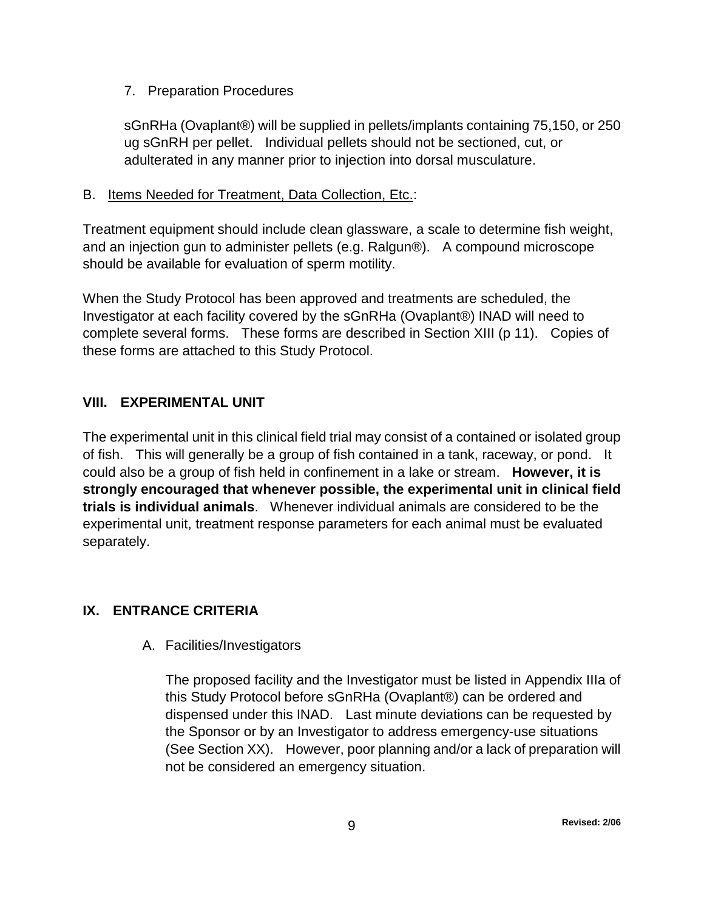7. Preparation Procedures

   sGnRHa (Ovaplant®) will be supplied in pellets/implants containing 75,150, or 250 ug sGnRH per pellet. Individual pellets should not be sectioned, cut, or adulterated in any manner prior to injection into dorsal musculature.

B. Items Needed for Treatment, Data Collection, Etc.:

Treatment equipment should include clean glassware, a scale to determine fish weight, and an injection gun to administer pellets (e.g. Ralgun®). A compound microscope should be available for evaluation of sperm motility.

When the Study Protocol has been approved and treatments are scheduled, the Investigator at each facility covered by the sGnRHa (Ovaplant®) INAD will need to complete several forms. These forms are described in Section XIII (p 11). Copies of these forms are attached to this Study Protocol.

## VIII. EXPERIMENTAL UNIT

The experimental unit in this clinical field trial may consist of a contained or isolated group of fish. This will generally be a group of fish contained in a tank, raceway, or pond. It could also be a group of fish held in confinement in a lake or stream. **However, it is strongly encouraged that whenever possible, the experimental unit in clinical field trials is individual animals**. Whenever individual animals are considered to be the experimental unit, treatment response parameters for each animal must be evaluated separately.

## IX. ENTRANCE CRITERIA

A. Facilities/Investigators

   The proposed facility and the Investigator must be listed in Appendix IIIa of this Study Protocol before sGnRHa (Ovaplant®) can be ordered and dispensed under this INAD. Last minute deviations can be requested by the Sponsor or by an Investigator to address emergency-use situations (See Section XX). However, poor planning and/or a lack of preparation will not be considered an emergency situation.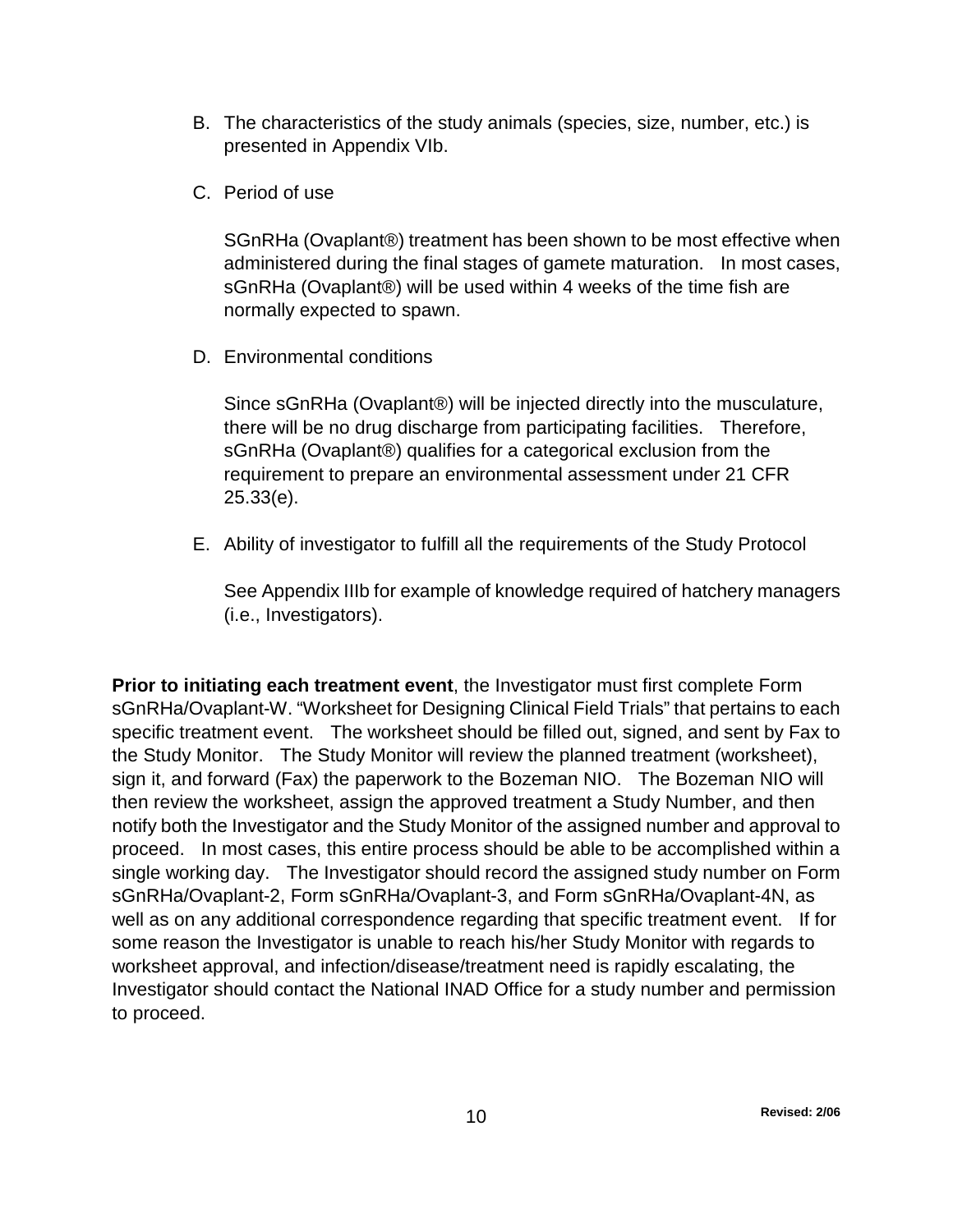B. The characteristics of the study animals (species, size, number, etc.) is presented in Appendix VIb.

C. Period of use

   SGnRHa (Ovaplant®) treatment has been shown to be most effective when administered during the final stages of gamete maturation. In most cases, sGnRHa (Ovaplant®) will be used within 4 weeks of the time fish are normally expected to spawn.

D. Environmental conditions

   Since sGnRHa (Ovaplant®) will be injected directly into the musculature, there will be no drug discharge from participating facilities. Therefore, sGnRHa (Ovaplant®) qualifies for a categorical exclusion from the requirement to prepare an environmental assessment under 21 CFR 25.33(e).

E. Ability of investigator to fulfill all the requirements of the Study Protocol

   See Appendix IIIb for example of knowledge required of hatchery managers (i.e., Investigators).

**Prior to initiating each treatment event**, the Investigator must first complete Form sGnRHa/Ovaplant-W. "Worksheet for Designing Clinical Field Trials" that pertains to each specific treatment event. The worksheet should be filled out, signed, and sent by Fax to the Study Monitor. The Study Monitor will review the planned treatment (worksheet), sign it, and forward (Fax) the paperwork to the Bozeman NIO. The Bozeman NIO will then review the worksheet, assign the approved treatment a Study Number, and then notify both the Investigator and the Study Monitor of the assigned number and approval to proceed. In most cases, this entire process should be able to be accomplished within a single working day. The Investigator should record the assigned study number on Form sGnRHa/Ovaplant-2, Form sGnRHa/Ovaplant-3, and Form sGnRHa/Ovaplant-4N, as well as on any additional correspondence regarding that specific treatment event. If for some reason the Investigator is unable to reach his/her Study Monitor with regards to worksheet approval, and infection/disease/treatment need is rapidly escalating, the Investigator should contact the National INAD Office for a study number and permission to proceed.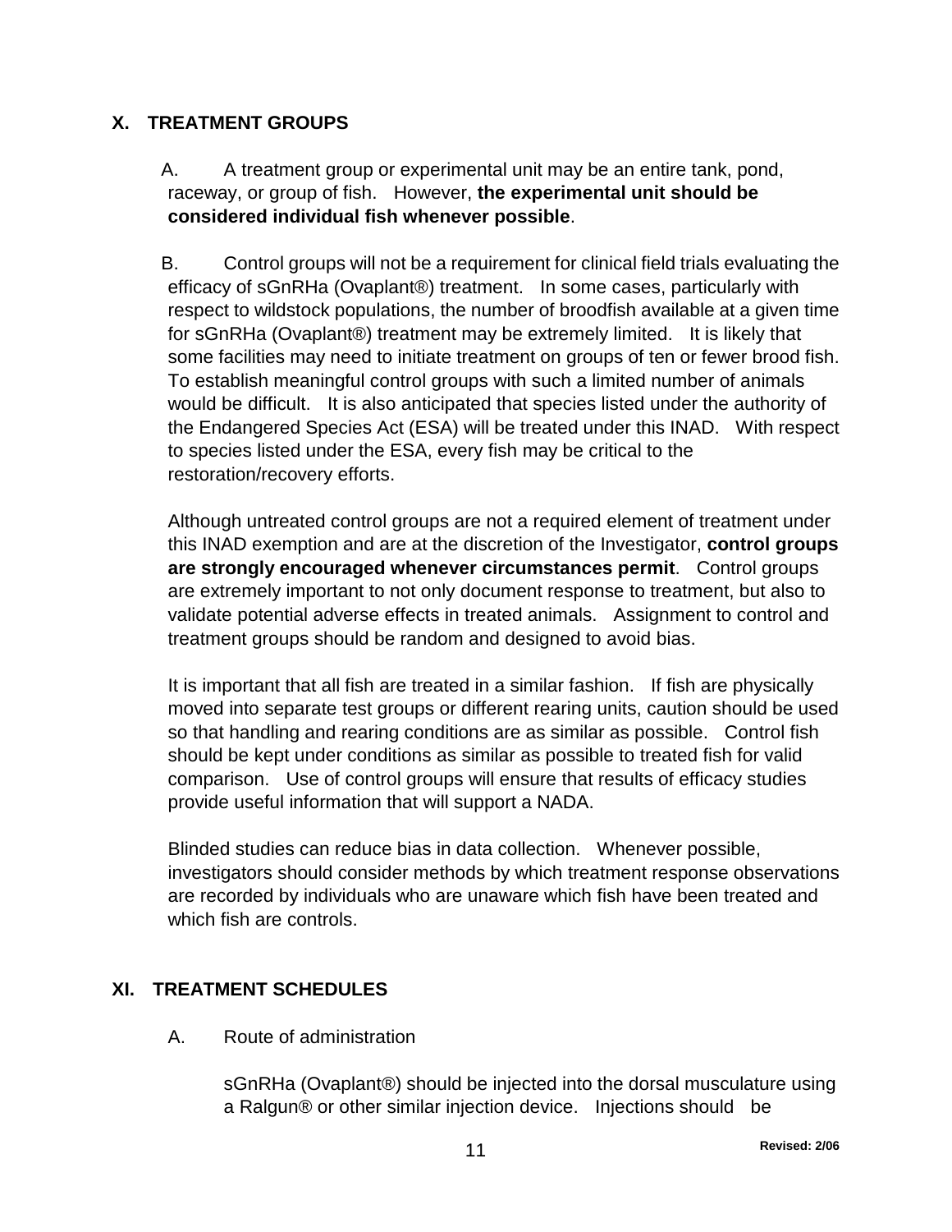## X. TREATMENT GROUPS

A. A treatment group or experimental unit may be an entire tank, pond, raceway, or group of fish. However, **the experimental unit should be considered individual fish whenever possible**.

B. Control groups will not be a requirement for clinical field trials evaluating the efficacy of sGnRHa (Ovaplant®) treatment. In some cases, particularly with respect to wildstock populations, the number of broodfish available at a given time for sGnRHa (Ovaplant®) treatment may be extremely limited. It is likely that some facilities may need to initiate treatment on groups of ten or fewer brood fish. To establish meaningful control groups with such a limited number of animals would be difficult. It is also anticipated that species listed under the authority of the Endangered Species Act (ESA) will be treated under this INAD. With respect to species listed under the ESA, every fish may be critical to the restoration/recovery efforts.

Although untreated control groups are not a required element of treatment under this INAD exemption and are at the discretion of the Investigator, **control groups are strongly encouraged whenever circumstances permit**. Control groups are extremely important to not only document response to treatment, but also to validate potential adverse effects in treated animals. Assignment to control and treatment groups should be random and designed to avoid bias.

It is important that all fish are treated in a similar fashion. If fish are physically moved into separate test groups or different rearing units, caution should be used so that handling and rearing conditions are as similar as possible. Control fish should be kept under conditions as similar as possible to treated fish for valid comparison. Use of control groups will ensure that results of efficacy studies provide useful information that will support a NADA.

Blinded studies can reduce bias in data collection. Whenever possible, investigators should consider methods by which treatment response observations are recorded by individuals who are unaware which fish have been treated and which fish are controls.

## XI. TREATMENT SCHEDULES

A. Route of administration

sGnRHa (Ovaplant®) should be injected into the dorsal musculature using a Ralgun® or other similar injection device. Injections should be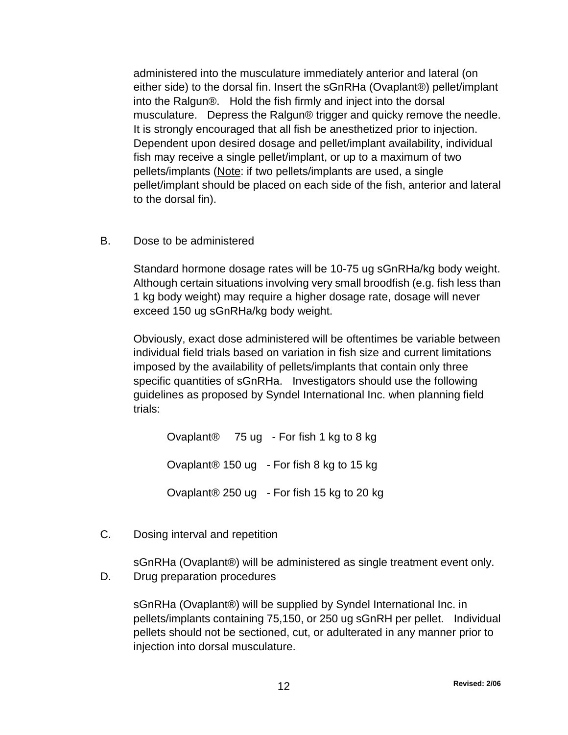administered into the musculature immediately anterior and lateral (on either side) to the dorsal fin. Insert the sGnRHa (Ovaplant®) pellet/implant into the Ralgun®. Hold the fish firmly and inject into the dorsal musculature. Depress the Ralgun® trigger and quicky remove the needle. It is strongly encouraged that all fish be anesthetized prior to injection. Dependent upon desired dosage and pellet/implant availability, individual fish may receive a single pellet/implant, or up to a maximum of two pellets/implants (Note: if two pellets/implants are used, a single pellet/implant should be placed on each side of the fish, anterior and lateral to the dorsal fin).

B. Dose to be administered

Standard hormone dosage rates will be 10-75 ug sGnRHa/kg body weight. Although certain situations involving very small broodfish (e.g. fish less than 1 kg body weight) may require a higher dosage rate, dosage will never exceed 150 ug sGnRHa/kg body weight.

Obviously, exact dose administered will be oftentimes be variable between individual field trials based on variation in fish size and current limitations imposed by the availability of pellets/implants that contain only three specific quantities of sGnRHa. Investigators should use the following guidelines as proposed by Syndel International Inc. when planning field trials:

Ovaplant® 75 ug - For fish 1 kg to 8 kg

Ovaplant® 150 ug - For fish 8 kg to 15 kg

Ovaplant® 250 ug - For fish 15 kg to 20 kg

C. Dosing interval and repetition

sGnRHa (Ovaplant®) will be administered as single treatment event only.

D. Drug preparation procedures

sGnRHa (Ovaplant®) will be supplied by Syndel International Inc. in pellets/implants containing 75,150, or 250 ug sGnRH per pellet. Individual pellets should not be sectioned, cut, or adulterated in any manner prior to injection into dorsal musculature.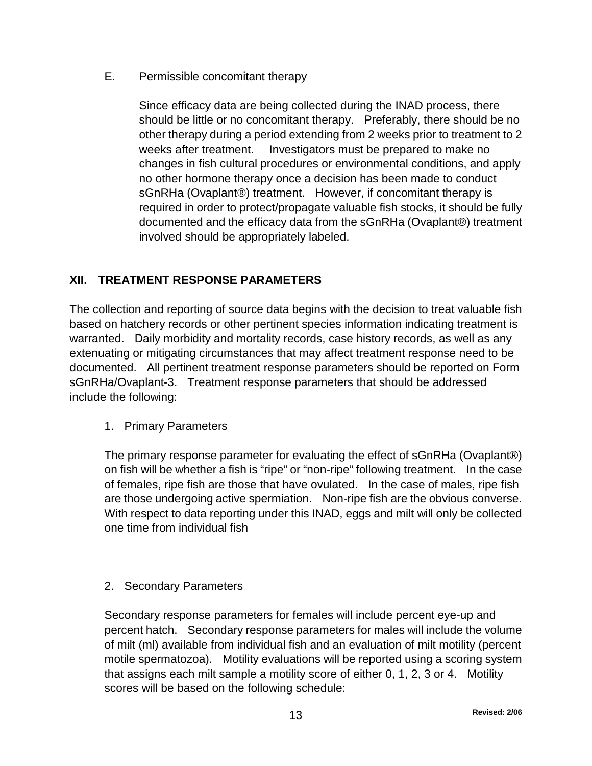E. Permissible concomitant therapy

Since efficacy data are being collected during the INAD process, there should be little or no concomitant therapy. Preferably, there should be no other therapy during a period extending from 2 weeks prior to treatment to 2 weeks after treatment. Investigators must be prepared to make no changes in fish cultural procedures or environmental conditions, and apply no other hormone therapy once a decision has been made to conduct sGnRHa (Ovaplant®) treatment. However, if concomitant therapy is required in order to protect/propagate valuable fish stocks, it should be fully documented and the efficacy data from the sGnRHa (Ovaplant®) treatment involved should be appropriately labeled.

## XII. TREATMENT RESPONSE PARAMETERS

The collection and reporting of source data begins with the decision to treat valuable fish based on hatchery records or other pertinent species information indicating treatment is warranted. Daily morbidity and mortality records, case history records, as well as any extenuating or mitigating circumstances that may affect treatment response need to be documented. All pertinent treatment response parameters should be reported on Form sGnRHa/Ovaplant-3. Treatment response parameters that should be addressed include the following:

1. Primary Parameters

The primary response parameter for evaluating the effect of sGnRHa (Ovaplant®) on fish will be whether a fish is "ripe" or "non-ripe" following treatment. In the case of females, ripe fish are those that have ovulated. In the case of males, ripe fish are those undergoing active spermiation. Non-ripe fish are the obvious converse. With respect to data reporting under this INAD, eggs and milt will only be collected one time from individual fish

2. Secondary Parameters

Secondary response parameters for females will include percent eye-up and percent hatch. Secondary response parameters for males will include the volume of milt (ml) available from individual fish and an evaluation of milt motility (percent motile spermatozoa). Motility evaluations will be reported using a scoring system that assigns each milt sample a motility score of either 0, 1, 2, 3 or 4. Motility scores will be based on the following schedule: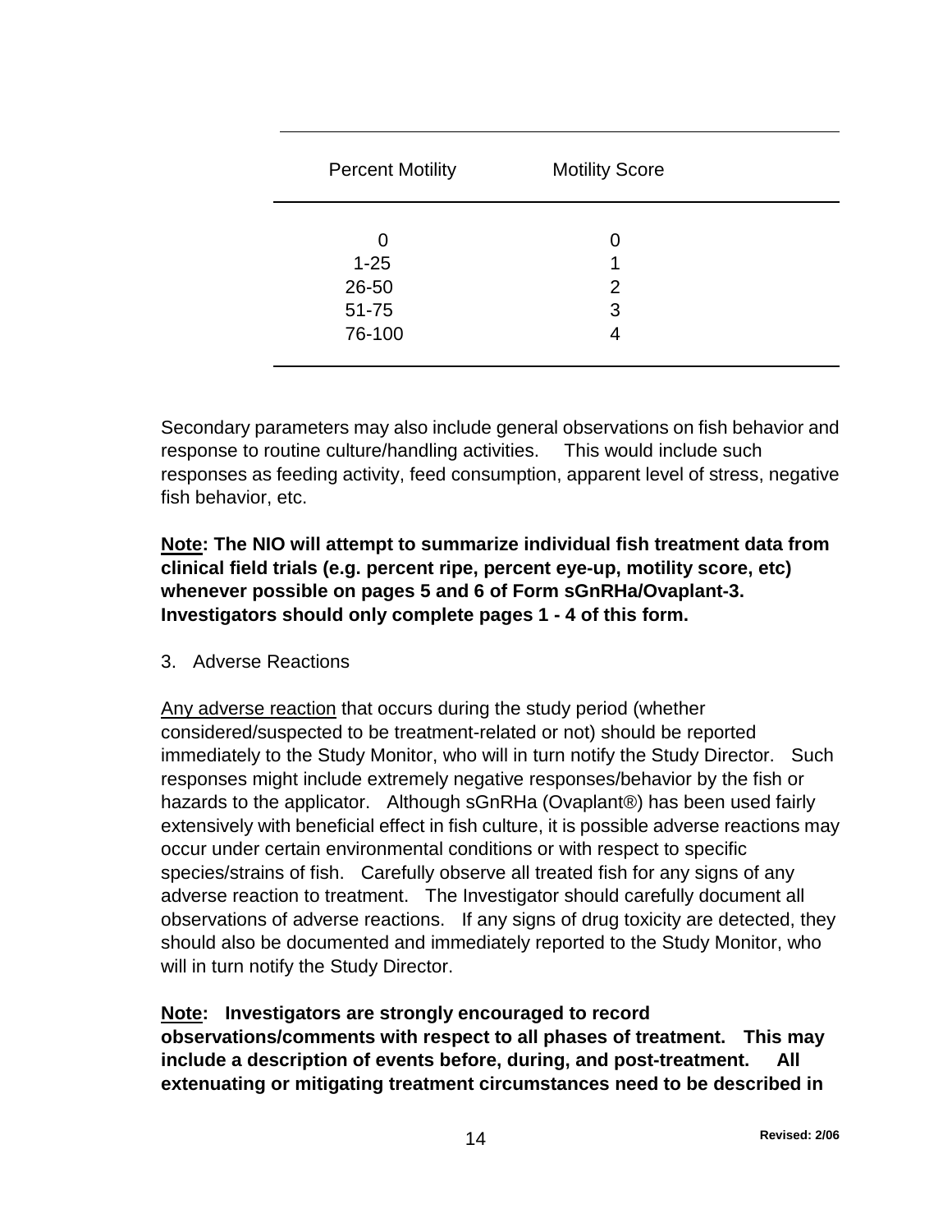| Percent Motility | Motility Score |
|---|---|
| 0 | 0 |
| 1-25 | 1 |
| 26-50 | 2 |
| 51-75 | 3 |
| 76-100 | 4 |

Secondary parameters may also include general observations on fish behavior and response to routine culture/handling activities. This would include such responses as feeding activity, feed consumption, apparent level of stress, negative fish behavior, etc.

**<u>Note</u>: The NIO will attempt to summarize individual fish treatment data from clinical field trials (e.g. percent ripe, percent eye-up, motility score, etc) whenever possible on pages 5 and 6 of Form sGnRHa/Ovaplant-3. Investigators should only complete pages 1 - 4 of this form.**

3. Adverse Reactions

<u>Any adverse reaction</u> that occurs during the study period (whether considered/suspected to be treatment-related or not) should be reported immediately to the Study Monitor, who will in turn notify the Study Director. Such responses might include extremely negative responses/behavior by the fish or hazards to the applicator. Although sGnRHa (Ovaplant®) has been used fairly extensively with beneficial effect in fish culture, it is possible adverse reactions may occur under certain environmental conditions or with respect to specific species/strains of fish. Carefully observe all treated fish for any signs of any adverse reaction to treatment. The Investigator should carefully document all observations of adverse reactions. If any signs of drug toxicity are detected, they should also be documented and immediately reported to the Study Monitor, who will in turn notify the Study Director.

**<u>Note</u>: Investigators are strongly encouraged to record observations/comments with respect to all phases of treatment. This may include a description of events before, during, and post-treatment. All extenuating or mitigating treatment circumstances need to be described in**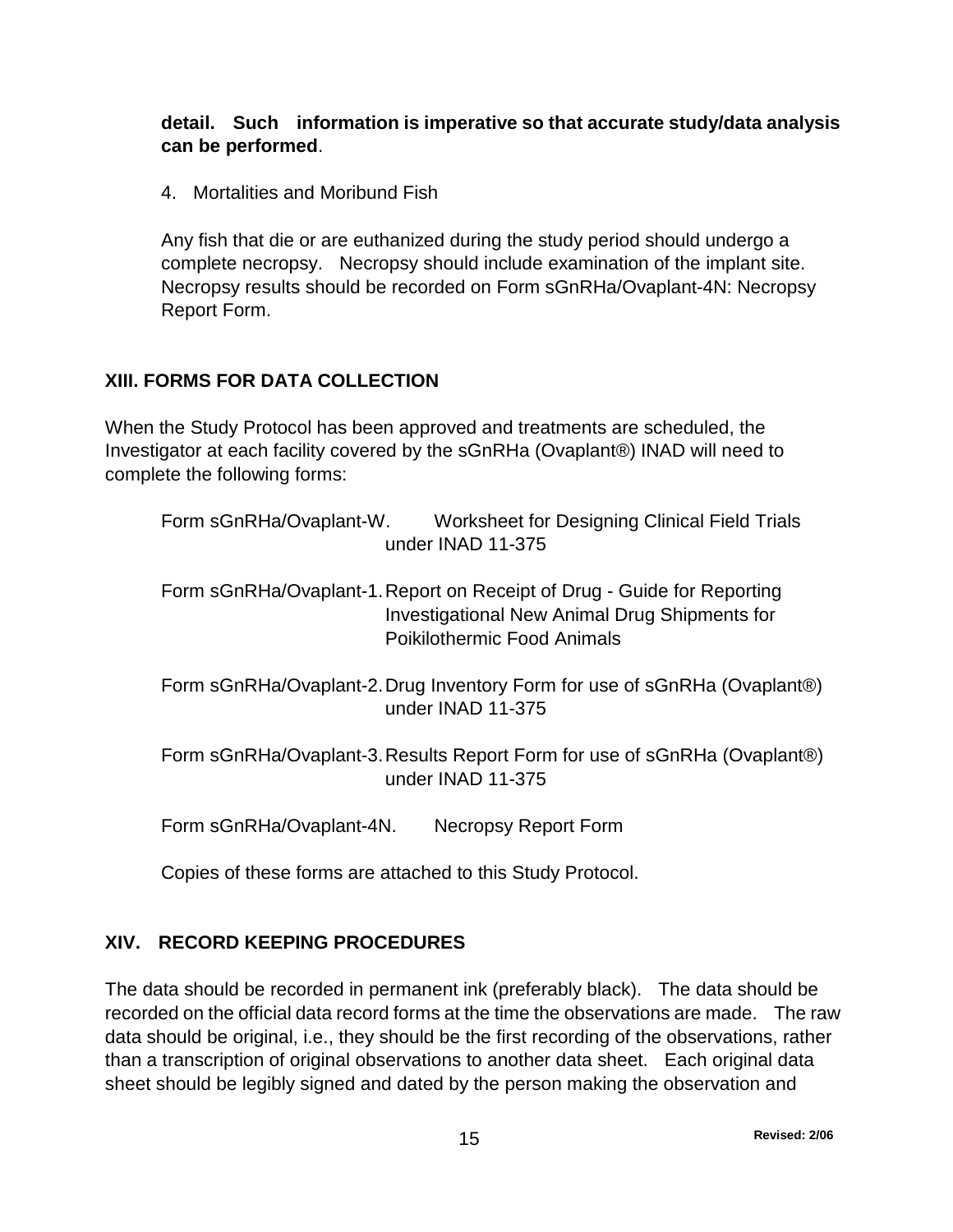**detail. Such information is imperative so that accurate study/data analysis can be performed**.

4. Mortalities and Moribund Fish

Any fish that die or are euthanized during the study period should undergo a complete necropsy. Necropsy should include examination of the implant site. Necropsy results should be recorded on Form sGnRHa/Ovaplant-4N: Necropsy Report Form.

## XIII. FORMS FOR DATA COLLECTION

When the Study Protocol has been approved and treatments are scheduled, the Investigator at each facility covered by the sGnRHa (Ovaplant®) INAD will need to complete the following forms:

Form sGnRHa/Ovaplant-W. Worksheet for Designing Clinical Field Trials under INAD 11-375

Form sGnRHa/Ovaplant-1. Report on Receipt of Drug - Guide for Reporting Investigational New Animal Drug Shipments for Poikilothermic Food Animals

Form sGnRHa/Ovaplant-2. Drug Inventory Form for use of sGnRHa (Ovaplant®) under INAD 11-375

Form sGnRHa/Ovaplant-3. Results Report Form for use of sGnRHa (Ovaplant®) under INAD 11-375

Form sGnRHa/Ovaplant-4N. Necropsy Report Form

Copies of these forms are attached to this Study Protocol.

## XIV. RECORD KEEPING PROCEDURES

The data should be recorded in permanent ink (preferably black). The data should be recorded on the official data record forms at the time the observations are made. The raw data should be original, i.e., they should be the first recording of the observations, rather than a transcription of original observations to another data sheet. Each original data sheet should be legibly signed and dated by the person making the observation and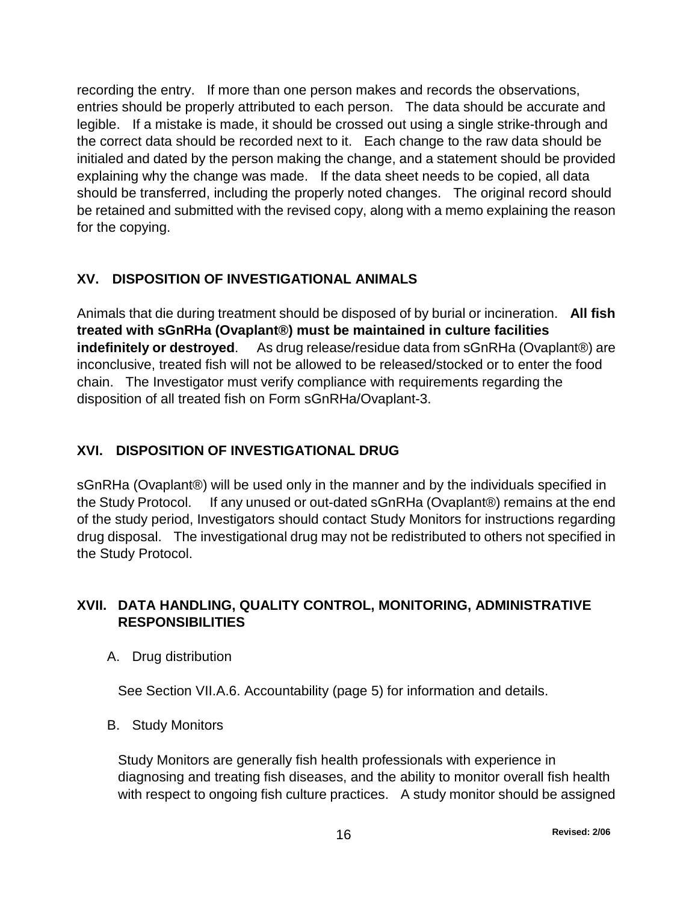recording the entry. If more than one person makes and records the observations, entries should be properly attributed to each person. The data should be accurate and legible. If a mistake is made, it should be crossed out using a single strike-through and the correct data should be recorded next to it. Each change to the raw data should be initialed and dated by the person making the change, and a statement should be provided explaining why the change was made. If the data sheet needs to be copied, all data should be transferred, including the properly noted changes. The original record should be retained and submitted with the revised copy, along with a memo explaining the reason for the copying.

## XV. DISPOSITION OF INVESTIGATIONAL ANIMALS

Animals that die during treatment should be disposed of by burial or incineration. **All fish treated with sGnRHa (Ovaplant®) must be maintained in culture facilities indefinitely or destroyed**. As drug release/residue data from sGnRHa (Ovaplant®) are inconclusive, treated fish will not be allowed to be released/stocked or to enter the food chain. The Investigator must verify compliance with requirements regarding the disposition of all treated fish on Form sGnRHa/Ovaplant-3.

## XVI. DISPOSITION OF INVESTIGATIONAL DRUG

sGnRHa (Ovaplant®) will be used only in the manner and by the individuals specified in the Study Protocol. If any unused or out-dated sGnRHa (Ovaplant®) remains at the end of the study period, Investigators should contact Study Monitors for instructions regarding drug disposal. The investigational drug may not be redistributed to others not specified in the Study Protocol.

## XVII. DATA HANDLING, QUALITY CONTROL, MONITORING, ADMINISTRATIVE RESPONSIBILITIES

A. Drug distribution

See Section VII.A.6. Accountability (page 5) for information and details.

B. Study Monitors

Study Monitors are generally fish health professionals with experience in diagnosing and treating fish diseases, and the ability to monitor overall fish health with respect to ongoing fish culture practices. A study monitor should be assigned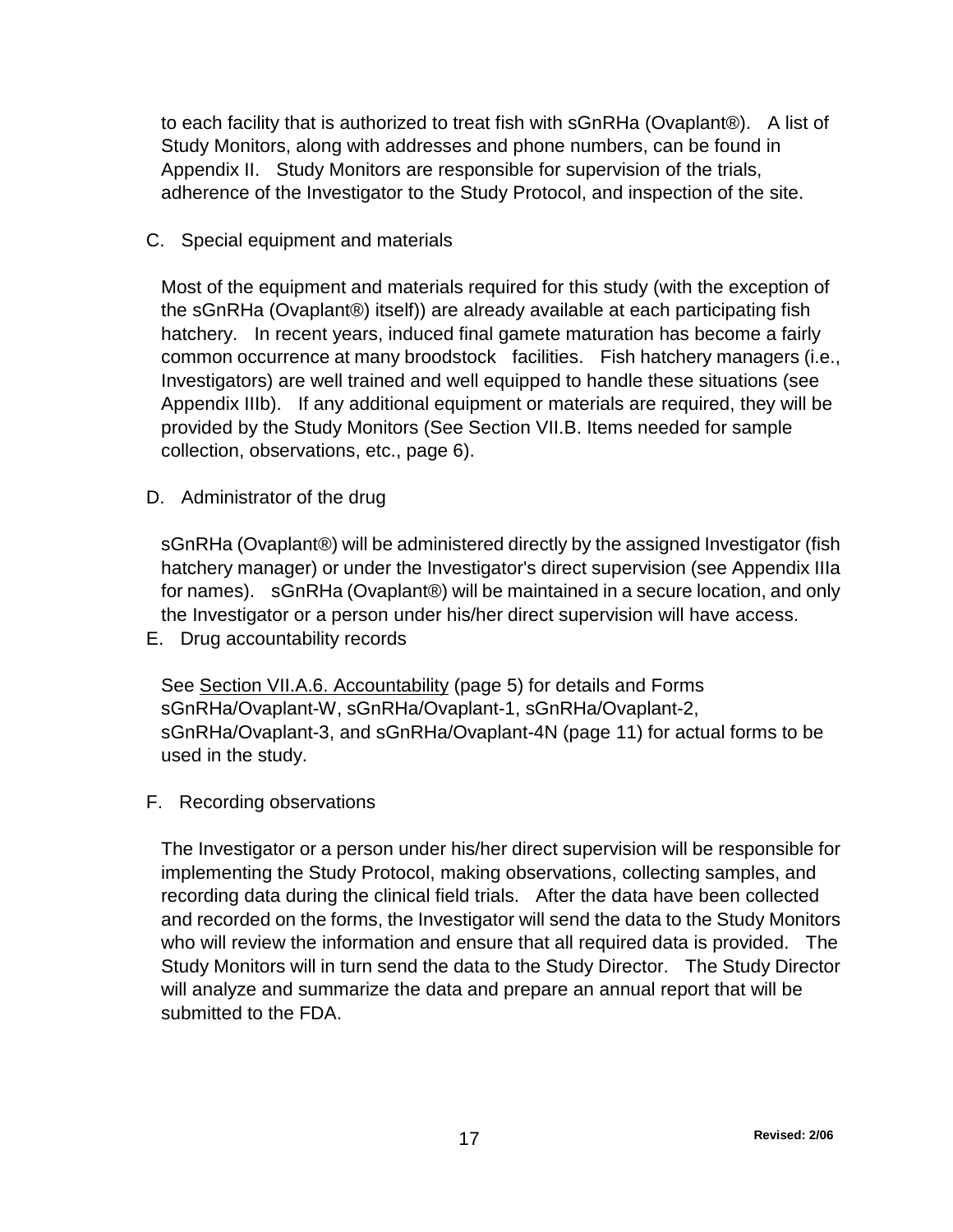to each facility that is authorized to treat fish with sGnRHa (Ovaplant®). A list of Study Monitors, along with addresses and phone numbers, can be found in Appendix II. Study Monitors are responsible for supervision of the trials, adherence of the Investigator to the Study Protocol, and inspection of the site.

C. Special equipment and materials

Most of the equipment and materials required for this study (with the exception of the sGnRHa (Ovaplant®) itself)) are already available at each participating fish hatchery. In recent years, induced final gamete maturation has become a fairly common occurrence at many broodstock facilities. Fish hatchery managers (i.e., Investigators) are well trained and well equipped to handle these situations (see Appendix IIIb). If any additional equipment or materials are required, they will be provided by the Study Monitors (See Section VII.B. Items needed for sample collection, observations, etc., page 6).

D. Administrator of the drug

sGnRHa (Ovaplant®) will be administered directly by the assigned Investigator (fish hatchery manager) or under the Investigator's direct supervision (see Appendix IIIa for names). sGnRHa (Ovaplant®) will be maintained in a secure location, and only the Investigator or a person under his/her direct supervision will have access.

E. Drug accountability records

See Section VII.A.6. Accountability (page 5) for details and Forms sGnRHa/Ovaplant-W, sGnRHa/Ovaplant-1, sGnRHa/Ovaplant-2, sGnRHa/Ovaplant-3, and sGnRHa/Ovaplant-4N (page 11) for actual forms to be used in the study.

F. Recording observations

The Investigator or a person under his/her direct supervision will be responsible for implementing the Study Protocol, making observations, collecting samples, and recording data during the clinical field trials. After the data have been collected and recorded on the forms, the Investigator will send the data to the Study Monitors who will review the information and ensure that all required data is provided. The Study Monitors will in turn send the data to the Study Director. The Study Director will analyze and summarize the data and prepare an annual report that will be submitted to the FDA.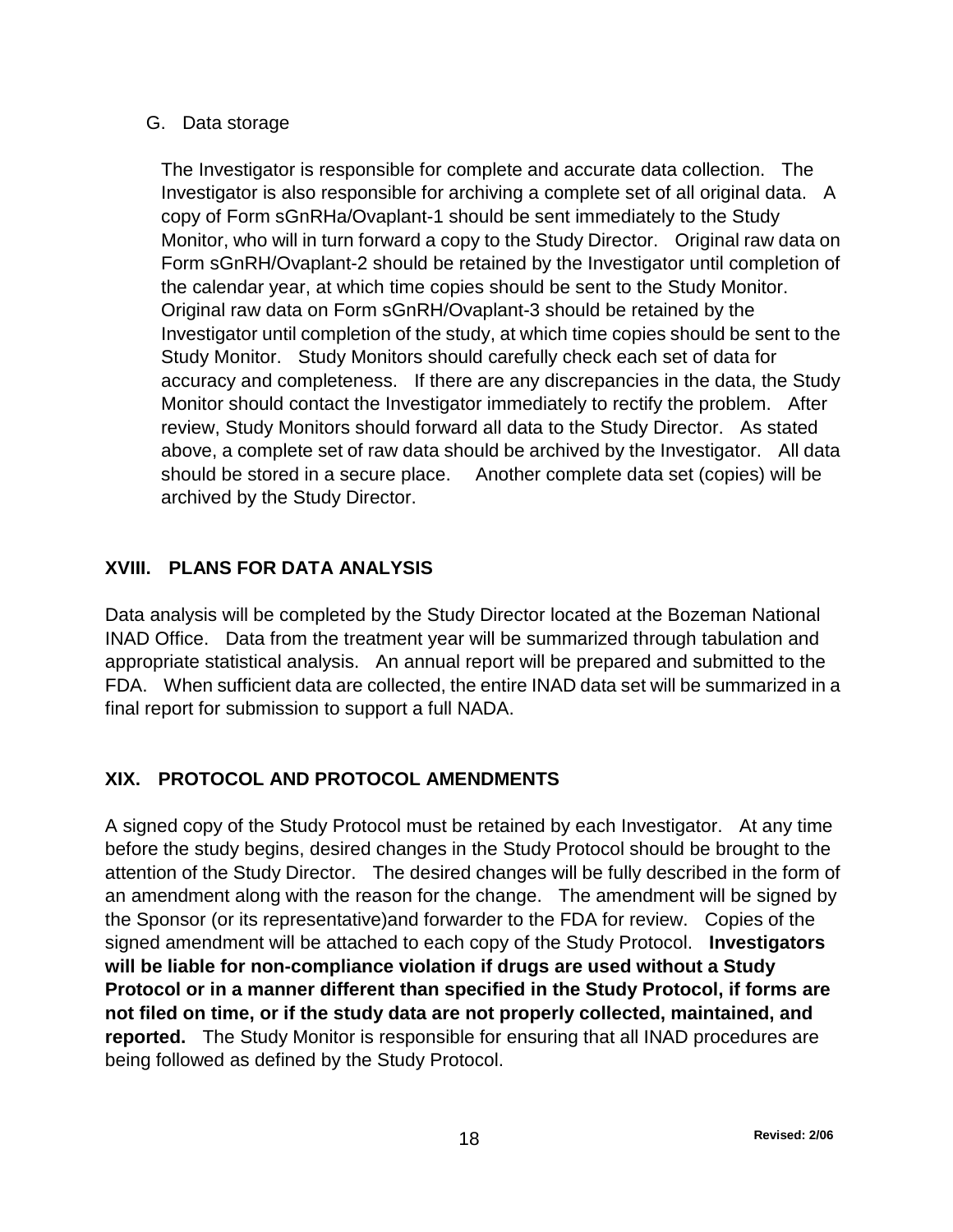G. Data storage

The Investigator is responsible for complete and accurate data collection. The Investigator is also responsible for archiving a complete set of all original data. A copy of Form sGnRHa/Ovaplant-1 should be sent immediately to the Study Monitor, who will in turn forward a copy to the Study Director. Original raw data on Form sGnRH/Ovaplant-2 should be retained by the Investigator until completion of the calendar year, at which time copies should be sent to the Study Monitor. Original raw data on Form sGnRH/Ovaplant-3 should be retained by the Investigator until completion of the study, at which time copies should be sent to the Study Monitor. Study Monitors should carefully check each set of data for accuracy and completeness. If there are any discrepancies in the data, the Study Monitor should contact the Investigator immediately to rectify the problem. After review, Study Monitors should forward all data to the Study Director. As stated above, a complete set of raw data should be archived by the Investigator. All data should be stored in a secure place. Another complete data set (copies) will be archived by the Study Director.

## XVIII. PLANS FOR DATA ANALYSIS

Data analysis will be completed by the Study Director located at the Bozeman National INAD Office. Data from the treatment year will be summarized through tabulation and appropriate statistical analysis. An annual report will be prepared and submitted to the FDA. When sufficient data are collected, the entire INAD data set will be summarized in a final report for submission to support a full NADA.

## XIX. PROTOCOL AND PROTOCOL AMENDMENTS

A signed copy of the Study Protocol must be retained by each Investigator. At any time before the study begins, desired changes in the Study Protocol should be brought to the attention of the Study Director. The desired changes will be fully described in the form of an amendment along with the reason for the change. The amendment will be signed by the Sponsor (or its representative)and forwarder to the FDA for review. Copies of the signed amendment will be attached to each copy of the Study Protocol. **Investigators will be liable for non-compliance violation if drugs are used without a Study Protocol or in a manner different than specified in the Study Protocol, if forms are not filed on time, or if the study data are not properly collected, maintained, and reported.** The Study Monitor is responsible for ensuring that all INAD procedures are being followed as defined by the Study Protocol.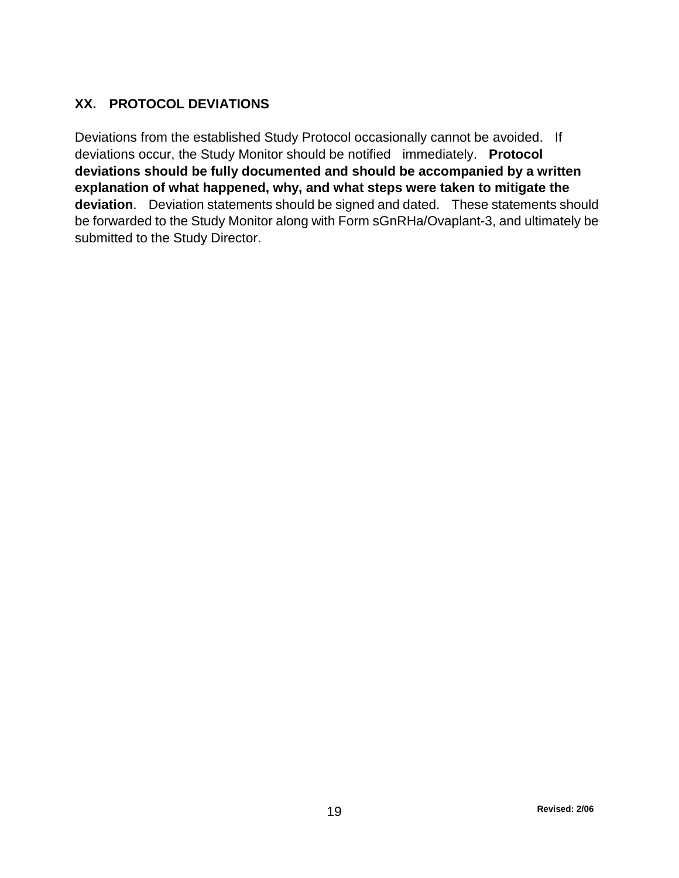## XX. PROTOCOL DEVIATIONS

Deviations from the established Study Protocol occasionally cannot be avoided. If deviations occur, the Study Monitor should be notified immediately. **Protocol deviations should be fully documented and should be accompanied by a written explanation of what happened, why, and what steps were taken to mitigate the deviation**. Deviation statements should be signed and dated. These statements should be forwarded to the Study Monitor along with Form sGnRHa/Ovaplant-3, and ultimately be submitted to the Study Director.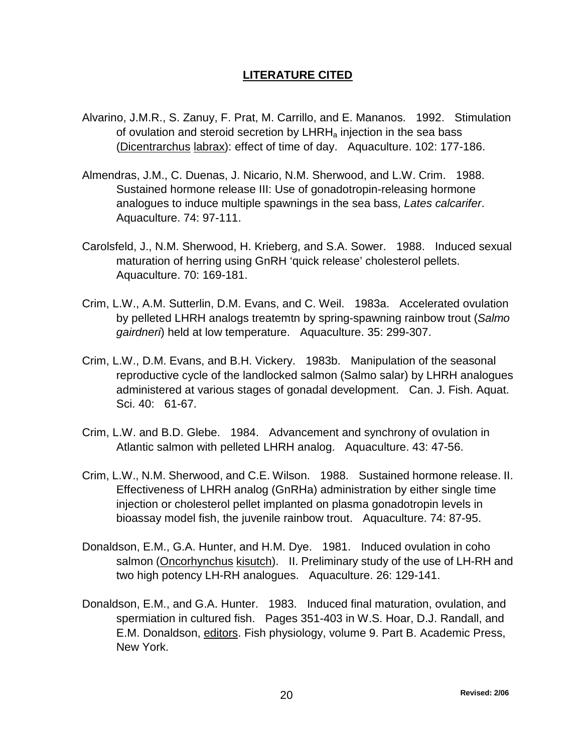# LITERATURE CITED

Alvarino, J.M.R., S. Zanuy, F. Prat, M. Carrillo, and E. Mananos. 1992. Stimulation of ovulation and steroid secretion by $LHRH_a$ injection in the sea bass (Dicentrarchus labrax): effect of time of day. Aquaculture. 102: 177-186.

Almendras, J.M., C. Duenas, J. Nicario, N.M. Sherwood, and L.W. Crim. 1988. Sustained hormone release III: Use of gonadotropin-releasing hormone analogues to induce multiple spawnings in the sea bass, *Lates calcarifer*. Aquaculture. 74: 97-111.

Carolsfeld, J., N.M. Sherwood, H. Krieberg, and S.A. Sower. 1988. Induced sexual maturation of herring using GnRH 'quick release' cholesterol pellets. Aquaculture. 70: 169-181.

Crim, L.W., A.M. Sutterlin, D.M. Evans, and C. Weil. 1983a. Accelerated ovulation by pelleted LHRH analogs treatemtn by spring-spawning rainbow trout (*Salmo gairdneri*) held at low temperature. Aquaculture. 35: 299-307.

Crim, L.W., D.M. Evans, and B.H. Vickery. 1983b. Manipulation of the seasonal reproductive cycle of the landlocked salmon (Salmo salar) by LHRH analogues administered at various stages of gonadal development. Can. J. Fish. Aquat. Sci. 40: 61-67.

Crim, L.W. and B.D. Glebe. 1984. Advancement and synchrony of ovulation in Atlantic salmon with pelleted LHRH analog. Aquaculture. 43: 47-56.

Crim, L.W., N.M. Sherwood, and C.E. Wilson. 1988. Sustained hormone release. II. Effectiveness of LHRH analog (GnRHa) administration by either single time injection or cholesterol pellet implanted on plasma gonadotropin levels in bioassay model fish, the juvenile rainbow trout. Aquaculture. 74: 87-95.

Donaldson, E.M., G.A. Hunter, and H.M. Dye. 1981. Induced ovulation in coho salmon (Oncorhynchus kisutch). II. Preliminary study of the use of LH-RH and two high potency LH-RH analogues. Aquaculture. 26: 129-141.

Donaldson, E.M., and G.A. Hunter. 1983. Induced final maturation, ovulation, and spermiation in cultured fish. Pages 351-403 in W.S. Hoar, D.J. Randall, and E.M. Donaldson, editors. Fish physiology, volume 9. Part B. Academic Press, New York.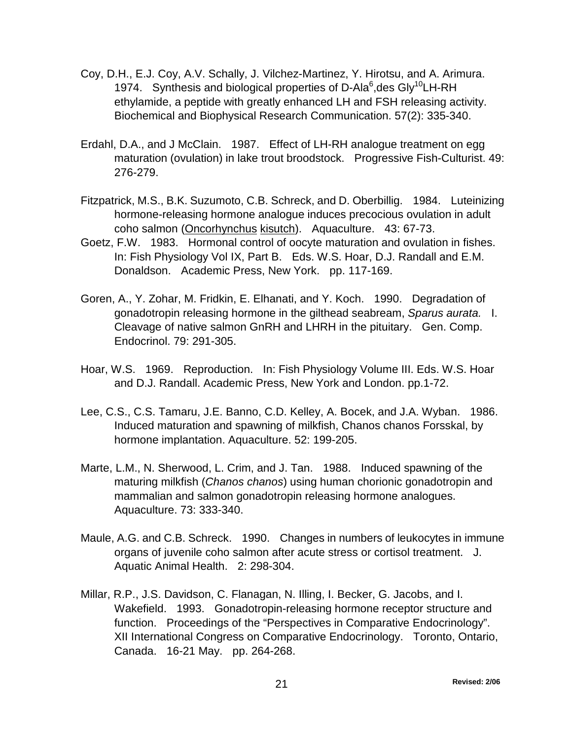Coy, D.H., E.J. Coy, A.V. Schally, J. Vilchez-Martinez, Y. Hirotsu, and A. Arimura. 1974. Synthesis and biological properties of D-Ala$^{6}$,des Gly$^{10}$LH-RH ethylamide, a peptide with greatly enhanced LH and FSH releasing activity. Biochemical and Biophysical Research Communication. 57(2): 335-340.

Erdahl, D.A., and J McClain. 1987. Effect of LH-RH analogue treatment on egg maturation (ovulation) in lake trout broodstock. Progressive Fish-Culturist. 49: 276-279.

Fitzpatrick, M.S., B.K. Suzumoto, C.B. Schreck, and D. Oberbillig. 1984. Luteinizing hormone-releasing hormone analogue induces precocious ovulation in adult coho salmon (Oncorhynchus kisutch). Aquaculture. 43: 67-73.

Goetz, F.W. 1983. Hormonal control of oocyte maturation and ovulation in fishes. In: Fish Physiology Vol IX, Part B. Eds. W.S. Hoar, D.J. Randall and E.M. Donaldson. Academic Press, New York. pp. 117-169.

Goren, A., Y. Zohar, M. Fridkin, E. Elhanati, and Y. Koch. 1990. Degradation of gonadotropin releasing hormone in the gilthead seabream, *Sparus aurata.* I. Cleavage of native salmon GnRH and LHRH in the pituitary. Gen. Comp. Endocrinol. 79: 291-305.

Hoar, W.S. 1969. Reproduction. In: Fish Physiology Volume III. Eds. W.S. Hoar and D.J. Randall. Academic Press, New York and London. pp.1-72.

Lee, C.S., C.S. Tamaru, J.E. Banno, C.D. Kelley, A. Bocek, and J.A. Wyban. 1986. Induced maturation and spawning of milkfish, Chanos chanos Forsskal, by hormone implantation. Aquaculture. 52: 199-205.

Marte, L.M., N. Sherwood, L. Crim, and J. Tan. 1988. Induced spawning of the maturing milkfish (*Chanos chanos*) using human chorionic gonadotropin and mammalian and salmon gonadotropin releasing hormone analogues. Aquaculture. 73: 333-340.

Maule, A.G. and C.B. Schreck. 1990. Changes in numbers of leukocytes in immune organs of juvenile coho salmon after acute stress or cortisol treatment. J. Aquatic Animal Health. 2: 298-304.

Millar, R.P., J.S. Davidson, C. Flanagan, N. Illing, I. Becker, G. Jacobs, and I. Wakefield. 1993. Gonadotropin-releasing hormone receptor structure and function. Proceedings of the "Perspectives in Comparative Endocrinology". XII International Congress on Comparative Endocrinology. Toronto, Ontario, Canada. 16-21 May. pp. 264-268.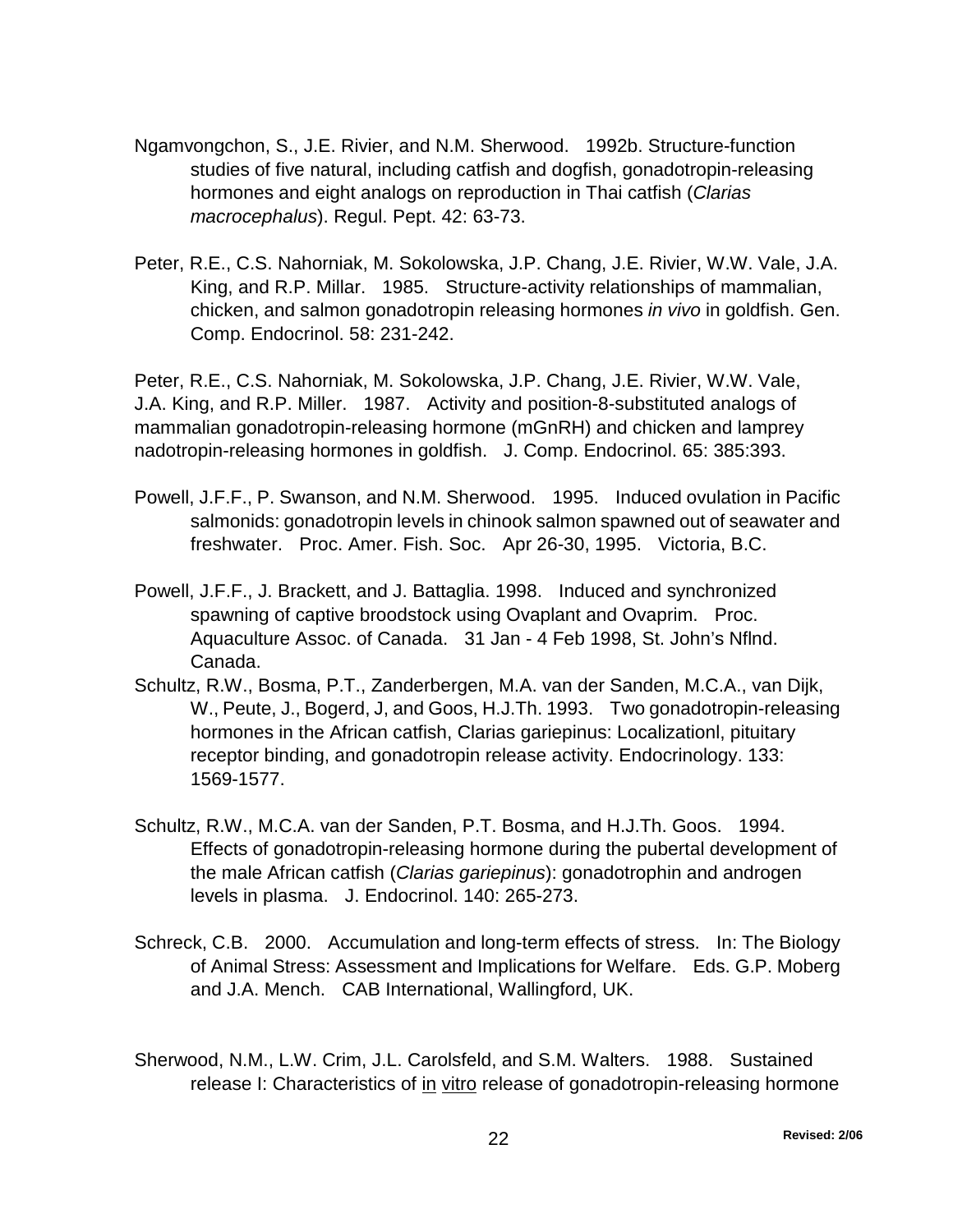Ngamvongchon, S., J.E. Rivier, and N.M. Sherwood. 1992b. Structure-function studies of five natural, including catfish and dogfish, gonadotropin-releasing hormones and eight analogs on reproduction in Thai catfish (*Clarias macrocephalus*). Regul. Pept. 42: 63-73.

Peter, R.E., C.S. Nahorniak, M. Sokolowska, J.P. Chang, J.E. Rivier, W.W. Vale, J.A. King, and R.P. Millar. 1985. Structure-activity relationships of mammalian, chicken, and salmon gonadotropin releasing hormones *in vivo* in goldfish. Gen. Comp. Endocrinol. 58: 231-242.

Peter, R.E., C.S. Nahorniak, M. Sokolowska, J.P. Chang, J.E. Rivier, W.W. Vale, J.A. King, and R.P. Miller. 1987. Activity and position-8-substituted analogs of mammalian gonadotropin-releasing hormone (mGnRH) and chicken and lamprey nadotropin-releasing hormones in goldfish. J. Comp. Endocrinol. 65: 385:393.

Powell, J.F.F., P. Swanson, and N.M. Sherwood. 1995. Induced ovulation in Pacific salmonids: gonadotropin levels in chinook salmon spawned out of seawater and freshwater. Proc. Amer. Fish. Soc. Apr 26-30, 1995. Victoria, B.C.

Powell, J.F.F., J. Brackett, and J. Battaglia. 1998. Induced and synchronized spawning of captive broodstock using Ovaplant and Ovaprim. Proc. Aquaculture Assoc. of Canada. 31 Jan - 4 Feb 1998, St. John's Nflnd. Canada.

Schultz, R.W., Bosma, P.T., Zanderbergen, M.A. van der Sanden, M.C.A., van Dijk, W., Peute, J., Bogerd, J, and Goos, H.J.Th. 1993. Two gonadotropin-releasing hormones in the African catfish, Clarias gariepinus: Localizationl, pituitary receptor binding, and gonadotropin release activity. Endocrinology. 133: 1569-1577.

Schultz, R.W., M.C.A. van der Sanden, P.T. Bosma, and H.J.Th. Goos. 1994. Effects of gonadotropin-releasing hormone during the pubertal development of the male African catfish (*Clarias gariepinus*): gonadotrophin and androgen levels in plasma. J. Endocrinol. 140: 265-273.

Schreck, C.B. 2000. Accumulation and long-term effects of stress. In: The Biology of Animal Stress: Assessment and Implications for Welfare. Eds. G.P. Moberg and J.A. Mench. CAB International, Wallingford, UK.

Sherwood, N.M., L.W. Crim, J.L. Carolsfeld, and S.M. Walters. 1988. Sustained release I: Characteristics of in vitro release of gonadotropin-releasing hormone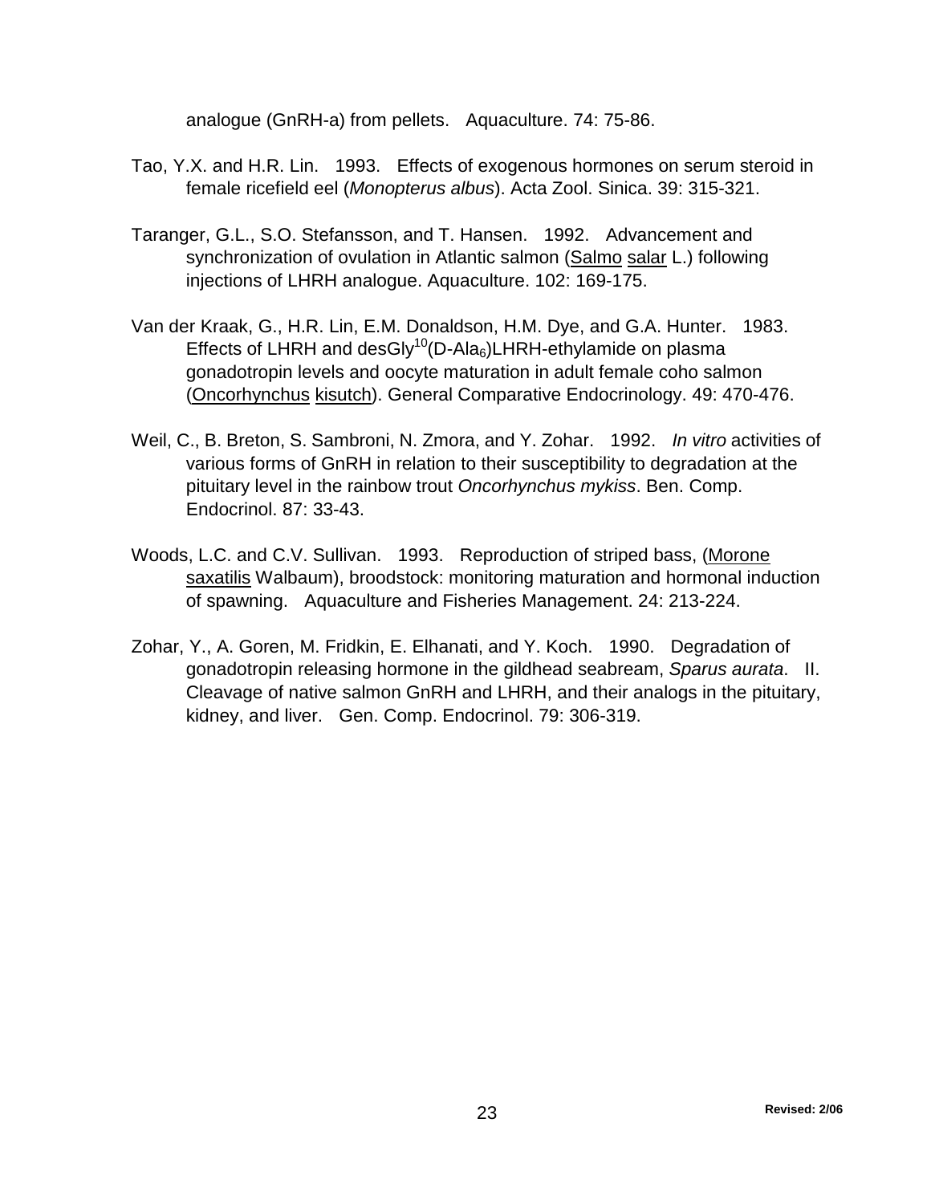analogue (GnRH-a) from pellets. Aquaculture. 74: 75-86.

Tao, Y.X. and H.R. Lin. 1993. Effects of exogenous hormones on serum steroid in female ricefield eel (*Monopterus albus*). Acta Zool. Sinica. 39: 315-321.

Taranger, G.L., S.O. Stefansson, and T. Hansen. 1992. Advancement and synchronization of ovulation in Atlantic salmon (<u>Salmo</u> <u>salar</u> L.) following injections of LHRH analogue. Aquaculture. 102: 169-175.

Van der Kraak, G., H.R. Lin, E.M. Donaldson, H.M. Dye, and G.A. Hunter. 1983. Effects of LHRH and desGly$^{10}$(D-Ala$_6$)LHRH-ethylamide on plasma gonadotropin levels and oocyte maturation in adult female coho salmon (<u>Oncorhynchus</u> <u>kisutch</u>). General Comparative Endocrinology. 49: 470-476.

Weil, C., B. Breton, S. Sambroni, N. Zmora, and Y. Zohar. 1992. *In vitro* activities of various forms of GnRH in relation to their susceptibility to degradation at the pituitary level in the rainbow trout *Oncorhynchus mykiss*. Ben. Comp. Endocrinol. 87: 33-43.

Woods, L.C. and C.V. Sullivan. 1993. Reproduction of striped bass, (<u>Morone saxatilis</u> Walbaum), broodstock: monitoring maturation and hormonal induction of spawning. Aquaculture and Fisheries Management. 24: 213-224.

Zohar, Y., A. Goren, M. Fridkin, E. Elhanati, and Y. Koch. 1990. Degradation of gonadotropin releasing hormone in the gildhead seabream, *Sparus aurata*. II. Cleavage of native salmon GnRH and LHRH, and their analogs in the pituitary, kidney, and liver. Gen. Comp. Endocrinol. 79: 306-319.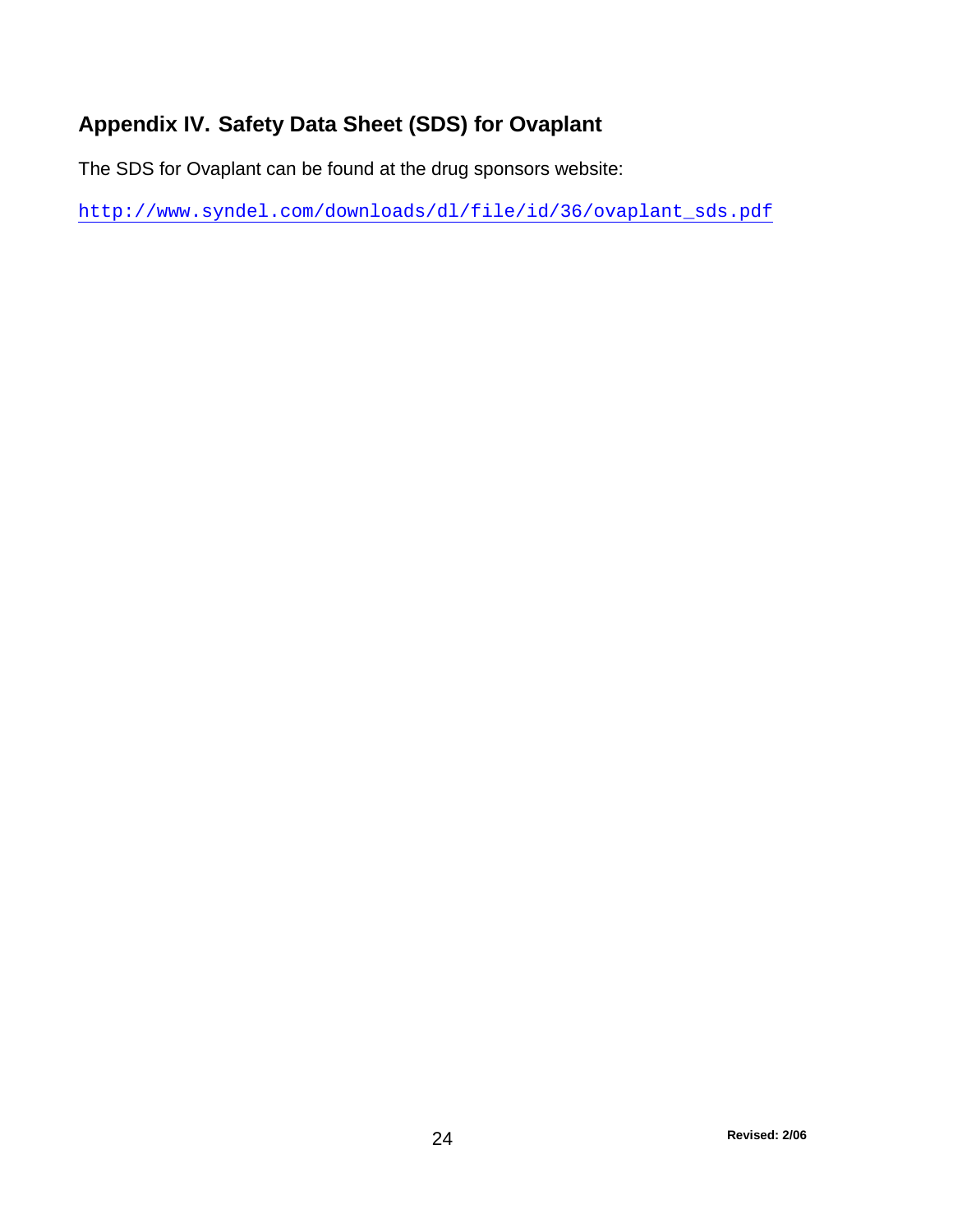## Appendix IV. Safety Data Sheet (SDS) for Ovaplant

The SDS for Ovaplant can be found at the drug sponsors website:

http://www.syndel.com/downloads/dl/file/id/36/ovaplant_sds.pdf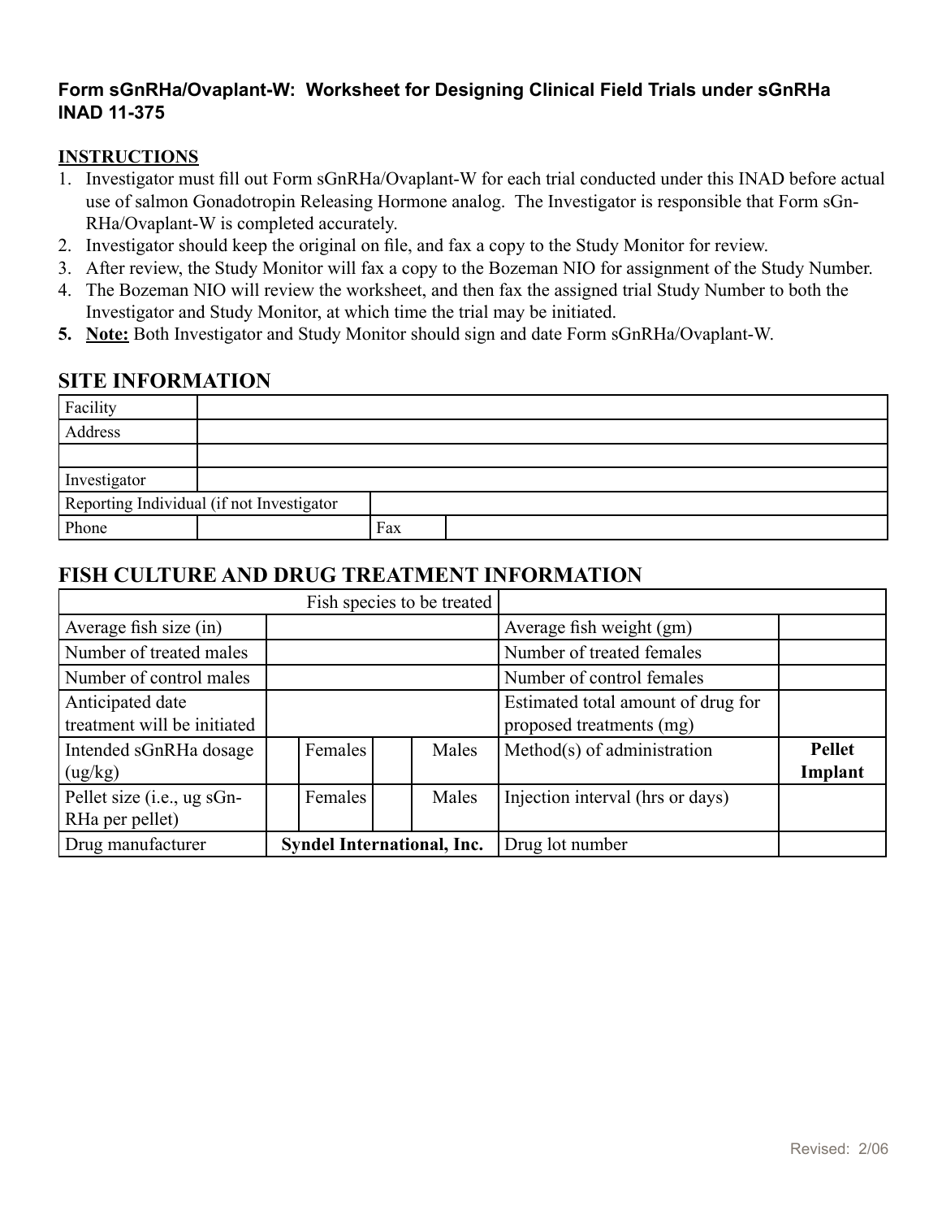**Form sGnRHa/Ovaplant-W: Worksheet for Designing Clinical Field Trials under sGnRHa INAD 11-375**

**INSTRUCTIONS**

1. Investigator must fill out Form sGnRHa/Ovaplant-W for each trial conducted under this INAD before actual use of salmon Gonadotropin Releasing Hormone analog. The Investigator is responsible that Form sGnRHa/Ovaplant-W is completed accurately.
2. Investigator should keep the original on file, and fax a copy to the Study Monitor for review.
3. After review, the Study Monitor will fax a copy to the Bozeman NIO for assignment of the Study Number.
4. The Bozeman NIO will review the worksheet, and then fax the assigned trial Study Number to both the Investigator and Study Monitor, at which time the trial may be initiated.
5. **Note:** Both Investigator and Study Monitor should sign and date Form sGnRHa/Ovaplant-W.

## SITE INFORMATION

| | | | |
|---|---|---|---|
| Facility | | | |
| Address | | | |
| | | | |
| Investigator | | | |
| Reporting Individual (if not Investigator | | | |
| Phone | | Fax | |

## FISH CULTURE AND DRUG TREATMENT INFORMATION

| | | | | | | |
|---|---|---|---|---|---|---|
| Fish species to be treated | | | | | | |
| Average fish size (in) | | | | | Average fish weight (gm) | |
| Number of treated males | | | | | Number of treated females | |
| Number of control males | | | | | Number of control females | |
| Anticipated date treatment will be initiated | | | | | Estimated total amount of drug for proposed treatments (mg) | |
| Intended sGnRHa dosage (ug/kg) | | Females | | Males | Method(s) of administration | **Pellet Implant** |
| Pellet size (i.e., ug sGnRHa per pellet) | | Females | | Males | Injection interval (hrs or days) | |
| Drug manufacturer | **Syndel International, Inc.** | | | | Drug lot number | |

Revised: 2/06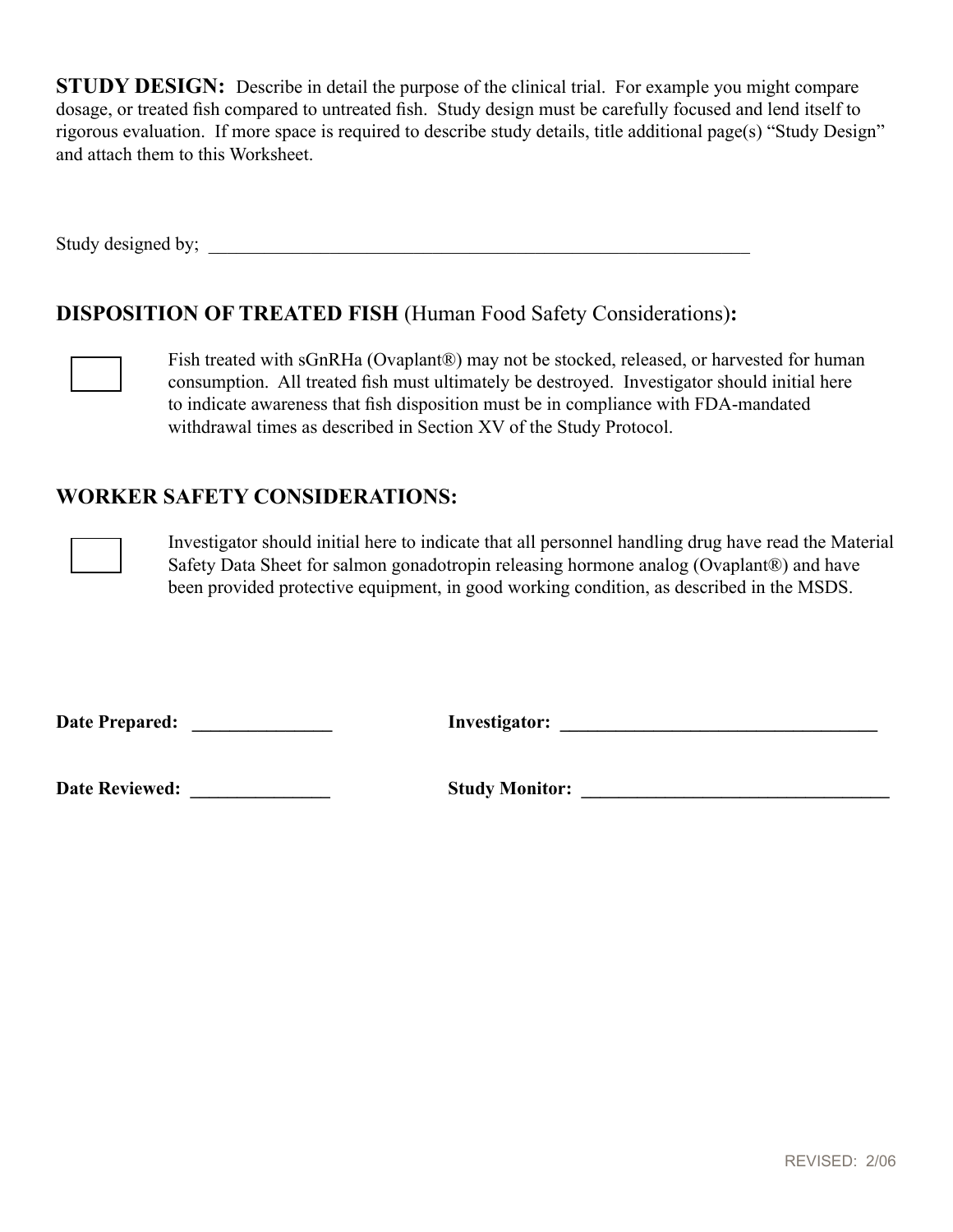**STUDY DESIGN:** Describe in detail the purpose of the clinical trial. For example you might compare dosage, or treated fish compared to untreated fish. Study design must be carefully focused and lend itself to rigorous evaluation. If more space is required to describe study details, title additional page(s) "Study Design" and attach them to this Worksheet.

Study designed by; ____________________________________________________________

## DISPOSITION OF TREATED FISH (Human Food Safety Considerations)**:**

☐ Fish treated with sGnRHa (Ovaplant®) may not be stocked, released, or harvested for human consumption. All treated fish must ultimately be destroyed. Investigator should initial here to indicate awareness that fish disposition must be in compliance with FDA-mandated withdrawal times as described in Section XV of the Study Protocol.

## WORKER SAFETY CONSIDERATIONS:

☐ Investigator should initial here to indicate that all personnel handling drug have read the Material Safety Data Sheet for salmon gonadotropin releasing hormone analog (Ovaplant®) and have been provided protective equipment, in good working condition, as described in the MSDS.

**Date Prepared:** _______________ **Investigator:** ___________________________________

**Date Reviewed:** _______________ **Study Monitor:** _________________________________

REVISED: 2/06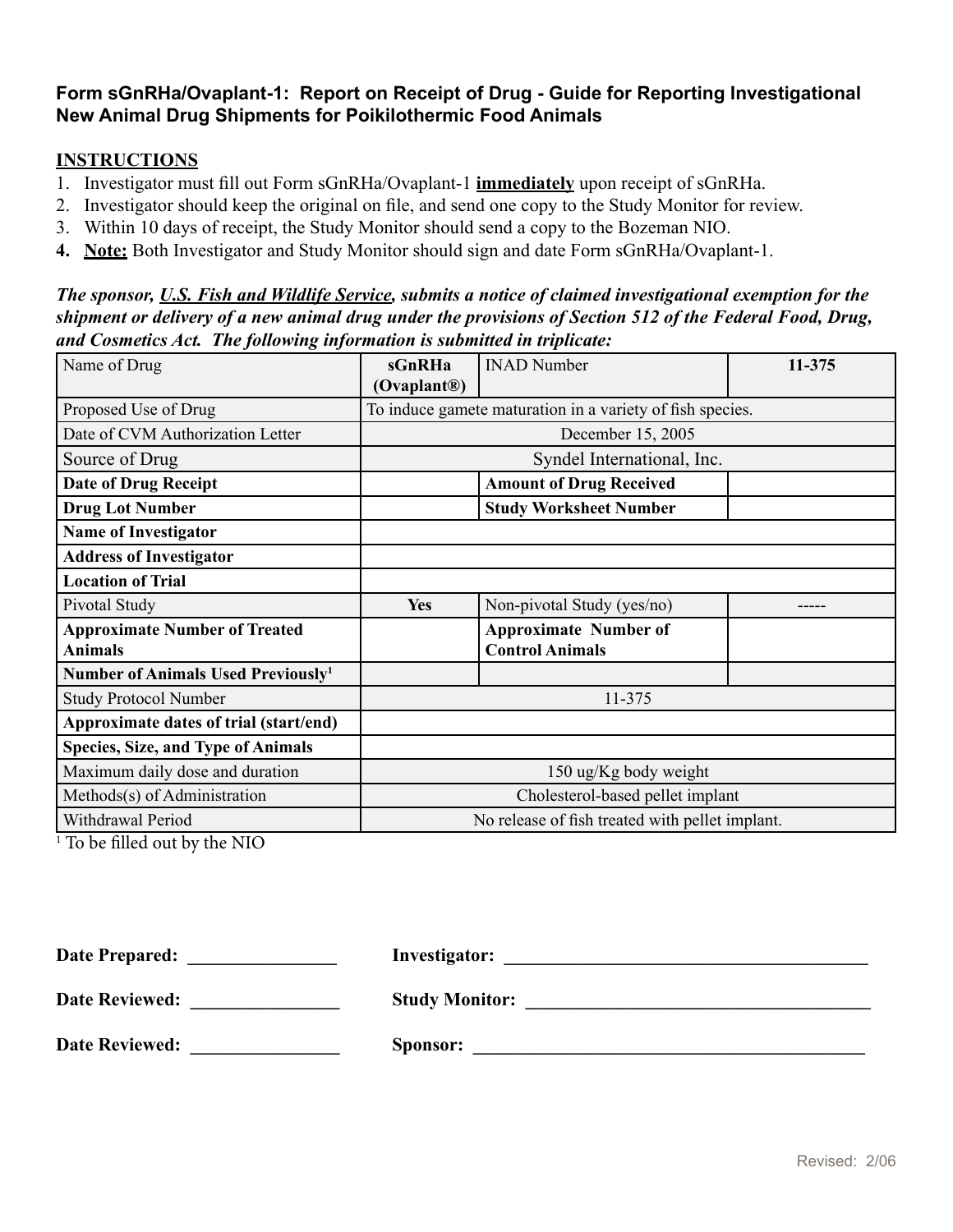**Form sGnRHa/Ovaplant-1: Report on Receipt of Drug - Guide for Reporting Investigational New Animal Drug Shipments for Poikilothermic Food Animals**

## INSTRUCTIONS

1. Investigator must fill out Form sGnRHa/Ovaplant-1 **immediately** upon receipt of sGnRHa.
2. Investigator should keep the original on file, and send one copy to the Study Monitor for review.
3. Within 10 days of receipt, the Study Monitor should send a copy to the Bozeman NIO.
4. **Note:** Both Investigator and Study Monitor should sign and date Form sGnRHa/Ovaplant-1.

***The sponsor, U.S. Fish and Wildlife Service, submits a notice of claimed investigational exemption for the shipment or delivery of a new animal drug under the provisions of Section 512 of the Federal Food, Drug, and Cosmetics Act. The following information is submitted in triplicate:***

| Name of Drug | **sGnRHa (Ovaplant®)** | INAD Number | **11-375** |
|---|---|---|---|
| Proposed Use of Drug | To induce gamete maturation in a variety of fish species. | | |
| Date of CVM Authorization Letter | December 15, 2005 | | |
| Source of Drug | Syndel International, Inc. | | |
| **Date of Drug Receipt** | | **Amount of Drug Received** | |
| **Drug Lot Number** | | **Study Worksheet Number** | |
| **Name of Investigator** | | | |
| **Address of Investigator** | | | |
| **Location of Trial** | | | |
| Pivotal Study | **Yes** | Non-pivotal Study (yes/no) | ----- |
| **Approximate Number of Treated Animals** | | **Approximate Number of Control Animals** | |
| **Number of Animals Used Previously**[1] | | | |
| Study Protocol Number | 11-375 | | |
| **Approximate dates of trial (start/end)** | | | |
| **Species, Size, and Type of Animals** | | | |
| Maximum daily dose and duration | 150 ug/Kg body weight | | |
| Methods(s) of Administration | Cholesterol-based pellet implant | | |
| Withdrawal Period | No release of fish treated with pellet implant. | | |

[1] To be filled out by the NIO

**Date Prepared:** ________________ **Investigator:** ________________________________________

**Date Reviewed:** ________________ **Study Monitor:** ______________________________________

**Date Reviewed:** ________________ **Sponsor:** ____________________________________________

Revised: 2/06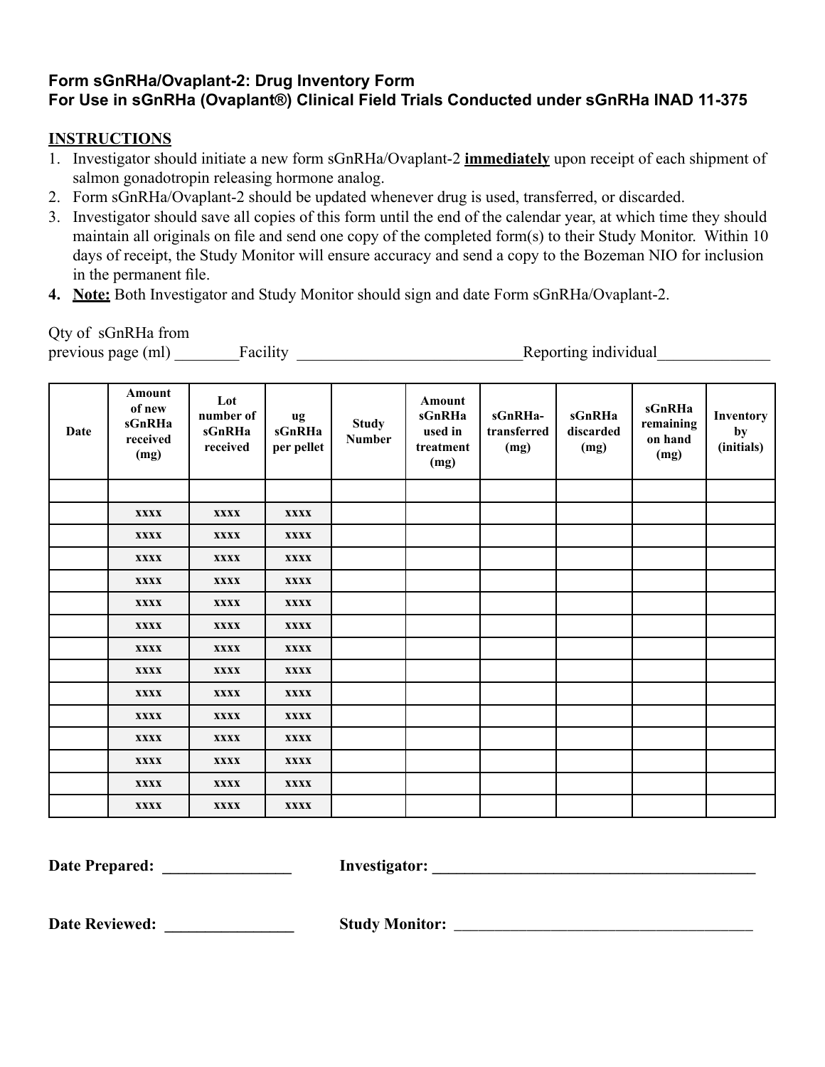**Form sGnRHa/Ovaplant-2: Drug Inventory Form**
**For Use in sGnRHa (Ovaplant®) Clinical Field Trials Conducted under sGnRHa INAD 11-375**

**INSTRUCTIONS**

1. Investigator should initiate a new form sGnRHa/Ovaplant-2 **immediately** upon receipt of each shipment of salmon gonadotropin releasing hormone analog.
2. Form sGnRHa/Ovaplant-2 should be updated whenever drug is used, transferred, or discarded.
3. Investigator should save all copies of this form until the end of the calendar year, at which time they should maintain all originals on file and send one copy of the completed form(s) to their Study Monitor. Within 10 days of receipt, the Study Monitor will ensure accuracy and send a copy to the Bozeman NIO for inclusion in the permanent file.
4. **Note:** Both Investigator and Study Monitor should sign and date Form sGnRHa/Ovaplant-2.

Qty of sGnRHa from previous page (ml) ________Facility ____________________________Reporting individual______________

| Date | Amount of new sGnRHa received (mg) | Lot number of sGnRHa received | ug sGnRHa per pellet | Study Number | Amount sGnRHa used in treatment (mg) | sGnRHa-transferred (mg) | sGnRHa discarded (mg) | sGnRHa remaining on hand (mg) | Inventory by (initials) |
|---|---|---|---|---|---|---|---|---|---|
| | | | | | | | | | |
| | xxxx | xxxx | xxxx | | | | | | |
| | xxxx | xxxx | xxxx | | | | | | |
| | xxxx | xxxx | xxxx | | | | | | |
| | xxxx | xxxx | xxxx | | | | | | |
| | xxxx | xxxx | xxxx | | | | | | |
| | xxxx | xxxx | xxxx | | | | | | |
| | xxxx | xxxx | xxxx | | | | | | |
| | xxxx | xxxx | xxxx | | | | | | |
| | xxxx | xxxx | xxxx | | | | | | |
| | xxxx | xxxx | xxxx | | | | | | |
| | xxxx | xxxx | xxxx | | | | | | |
| | xxxx | xxxx | xxxx | | | | | | |
| | xxxx | xxxx | xxxx | | | | | | |
| | xxxx | xxxx | xxxx | | | | | | |

**Date Prepared:** ________________ **Investigator:** __________________________________________

**Date Reviewed:** ________________ **Study Monitor:** ______________________________________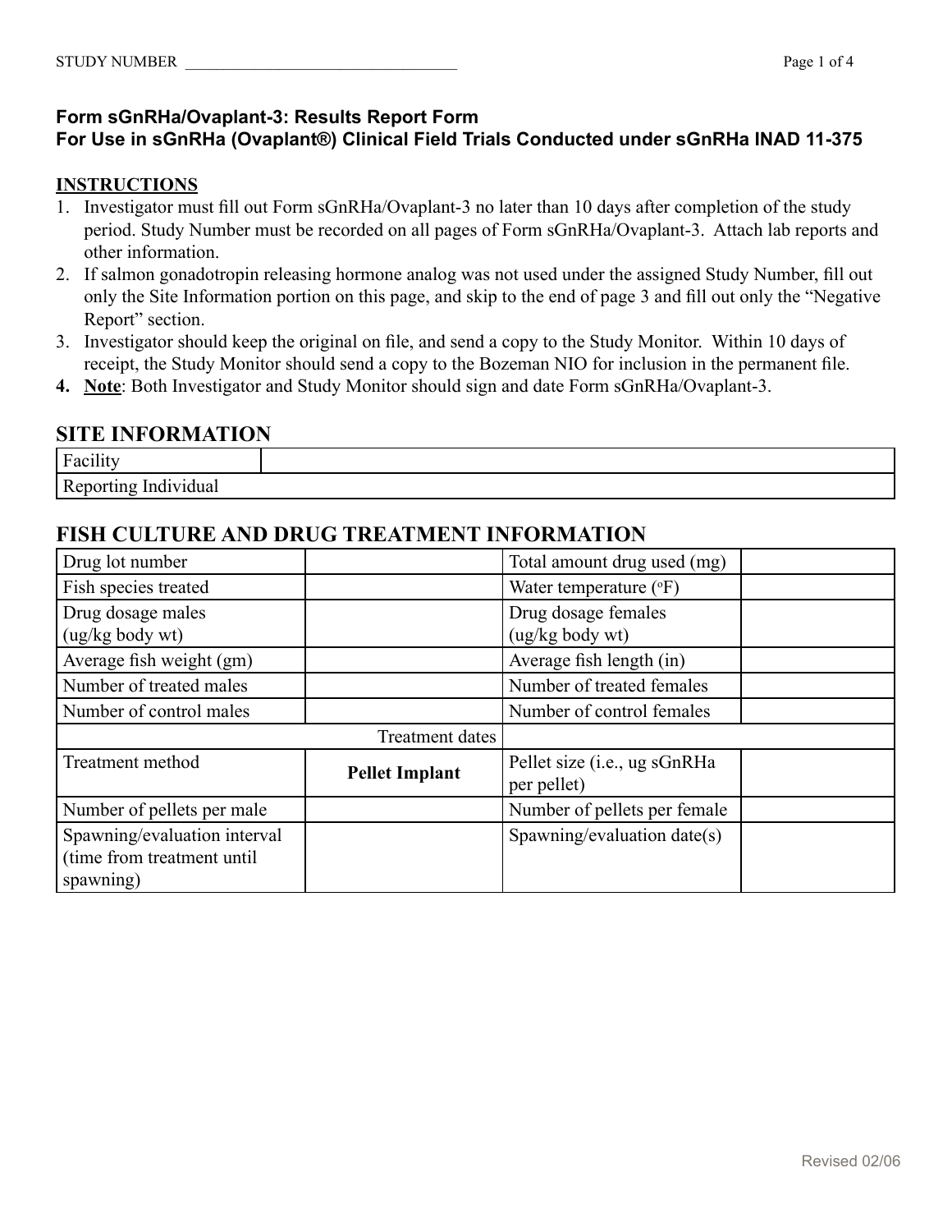STUDY NUMBER ___________________________________

**Form sGnRHa/Ovaplant-3: Results Report Form**
**For Use in sGnRHa (Ovaplant®) Clinical Field Trials Conducted under sGnRHa INAD 11-375**

**INSTRUCTIONS**

1. Investigator must fill out Form sGnRHa/Ovaplant-3 no later than 10 days after completion of the study period. Study Number must be recorded on all pages of Form sGnRHa/Ovaplant-3. Attach lab reports and other information.
2. If salmon gonadotropin releasing hormone analog was not used under the assigned Study Number, fill out only the Site Information portion on this page, and skip to the end of page 3 and fill out only the "Negative Report" section.
3. Investigator should keep the original on file, and send a copy to the Study Monitor. Within 10 days of receipt, the Study Monitor should send a copy to the Bozeman NIO for inclusion in the permanent file.
4. **Note**: Both Investigator and Study Monitor should sign and date Form sGnRHa/Ovaplant-3.

## SITE INFORMATION

| | |
|---|---|
| Facility | |
| Reporting Individual | |

## FISH CULTURE AND DRUG TREATMENT INFORMATION

| | | | |
|---|---|---|---|
| Drug lot number | | Total amount drug used (mg) | |
| Fish species treated | | Water temperature ($^{o}$F) | |
| Drug dosage males (ug/kg body wt) | | Drug dosage females (ug/kg body wt) | |
| Average fish weight (gm) | | Average fish length (in) | |
| Number of treated males | | Number of treated females | |
| Number of control males | | Number of control females | |
| | Treatment dates | | |
| Treatment method | **Pellet Implant** | Pellet size (i.e., ug sGnRHa per pellet) | |
| Number of pellets per male | | Number of pellets per female | |
| Spawning/evaluation interval (time from treatment until spawning) | | Spawning/evaluation date(s) | |

Revised 02/06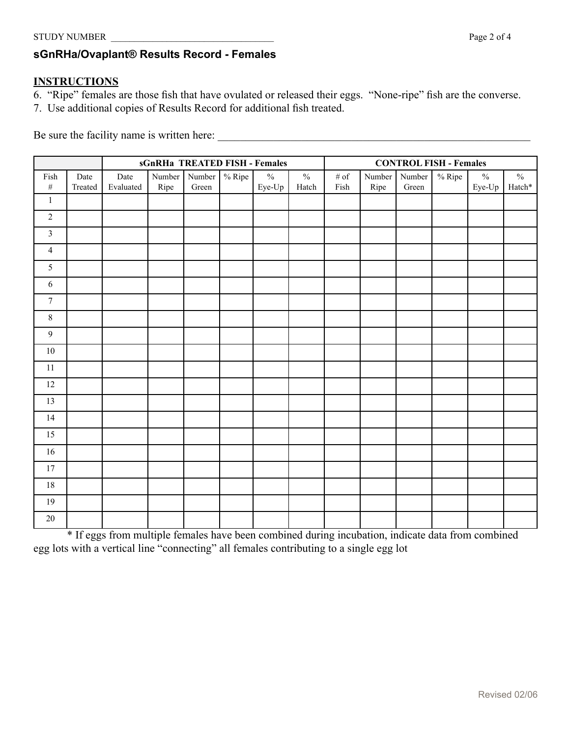STUDY NUMBER ___________________________________

## sGnRHa/Ovaplant® Results Record - Females

**INSTRUCTIONS**

6. "Ripe" females are those fish that have ovulated or released their eggs. "None-ripe" fish are the converse.
7. Use additional copies of Results Record for additional fish treated.

Be sure the facility name is written here: ____________________________________________________________

| | | sGnRHa TREATED FISH - Females | | | | | | CONTROL FISH - Females | | | | | |
|---|---|---|---|---|---|---|---|---|---|---|---|---|---|
| Fish # | Date Treated | Date Evaluated | Number Ripe | Number Green | % Ripe | % Eye-Up | % Hatch | # of Fish | Number Ripe | Number Green | % Ripe | % Eye-Up | % Hatch* |
| 1 | | | | | | | | | | | | | |
| 2 | | | | | | | | | | | | | |
| 3 | | | | | | | | | | | | | |
| 4 | | | | | | | | | | | | | |
| 5 | | | | | | | | | | | | | |
| 6 | | | | | | | | | | | | | |
| 7 | | | | | | | | | | | | | |
| 8 | | | | | | | | | | | | | |
| 9 | | | | | | | | | | | | | |
| 10 | | | | | | | | | | | | | |
| 11 | | | | | | | | | | | | | |
| 12 | | | | | | | | | | | | | |
| 13 | | | | | | | | | | | | | |
| 14 | | | | | | | | | | | | | |
| 15 | | | | | | | | | | | | | |
| 16 | | | | | | | | | | | | | |
| 17 | | | | | | | | | | | | | |
| 18 | | | | | | | | | | | | | |
| 19 | | | | | | | | | | | | | |
| 20 | | | | | | | | | | | | | |

* If eggs from multiple females have been combined during incubation, indicate data from combined egg lots with a vertical line "connecting" all females contributing to a single egg lot

Revised 02/06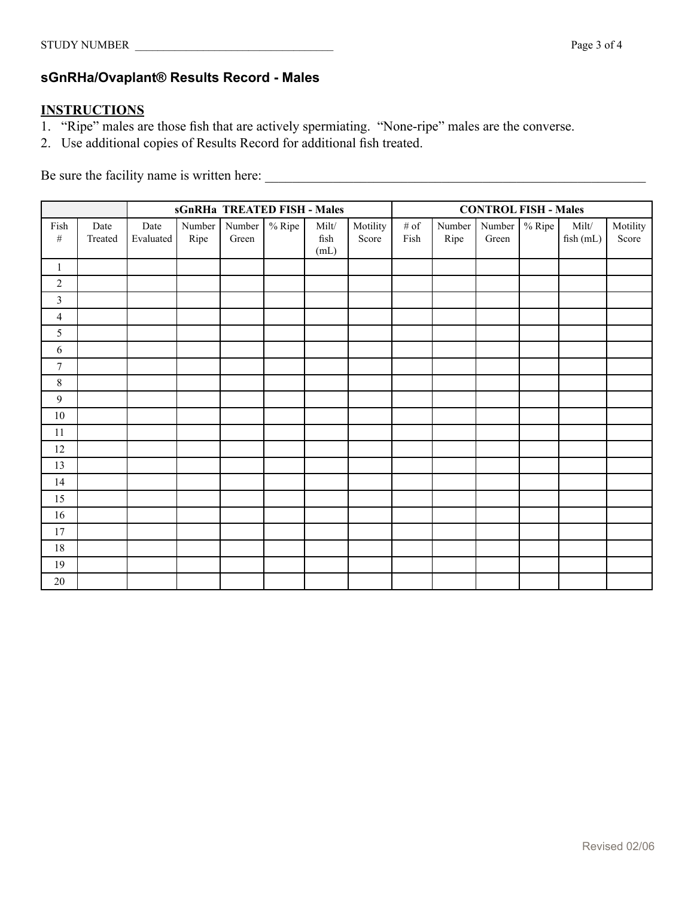STUDY NUMBER ___________________________________

**sGnRHa/Ovaplant® Results Record - Males**

**INSTRUCTIONS**

1. "Ripe" males are those fish that are actively spermiating. "None-ripe" males are the converse.
2. Use additional copies of Results Record for additional fish treated.

Be sure the facility name is written here: ___________________________________________________________

| | | sGnRHa TREATED FISH - Males | | | | | | CONTROL FISH - Males | | | | | |
|---|---|---|---|---|---|---|---|---|---|---|---|---|---|
| Fish # | Date Treated | Date Evaluated | Number Ripe | Number Green | % Ripe | Milt/ fish (mL) | Motility Score | # of Fish | Number Ripe | Number Green | % Ripe | Milt/ fish (mL) | Motility Score |
| 1 | | | | | | | | | | | | | |
| 2 | | | | | | | | | | | | | |
| 3 | | | | | | | | | | | | | |
| 4 | | | | | | | | | | | | | |
| 5 | | | | | | | | | | | | | |
| 6 | | | | | | | | | | | | | |
| 7 | | | | | | | | | | | | | |
| 8 | | | | | | | | | | | | | |
| 9 | | | | | | | | | | | | | |
| 10 | | | | | | | | | | | | | |
| 11 | | | | | | | | | | | | | |
| 12 | | | | | | | | | | | | | |
| 13 | | | | | | | | | | | | | |
| 14 | | | | | | | | | | | | | |
| 15 | | | | | | | | | | | | | |
| 16 | | | | | | | | | | | | | |
| 17 | | | | | | | | | | | | | |
| 18 | | | | | | | | | | | | | |
| 19 | | | | | | | | | | | | | |
| 20 | | | | | | | | | | | | | |

Revised 02/06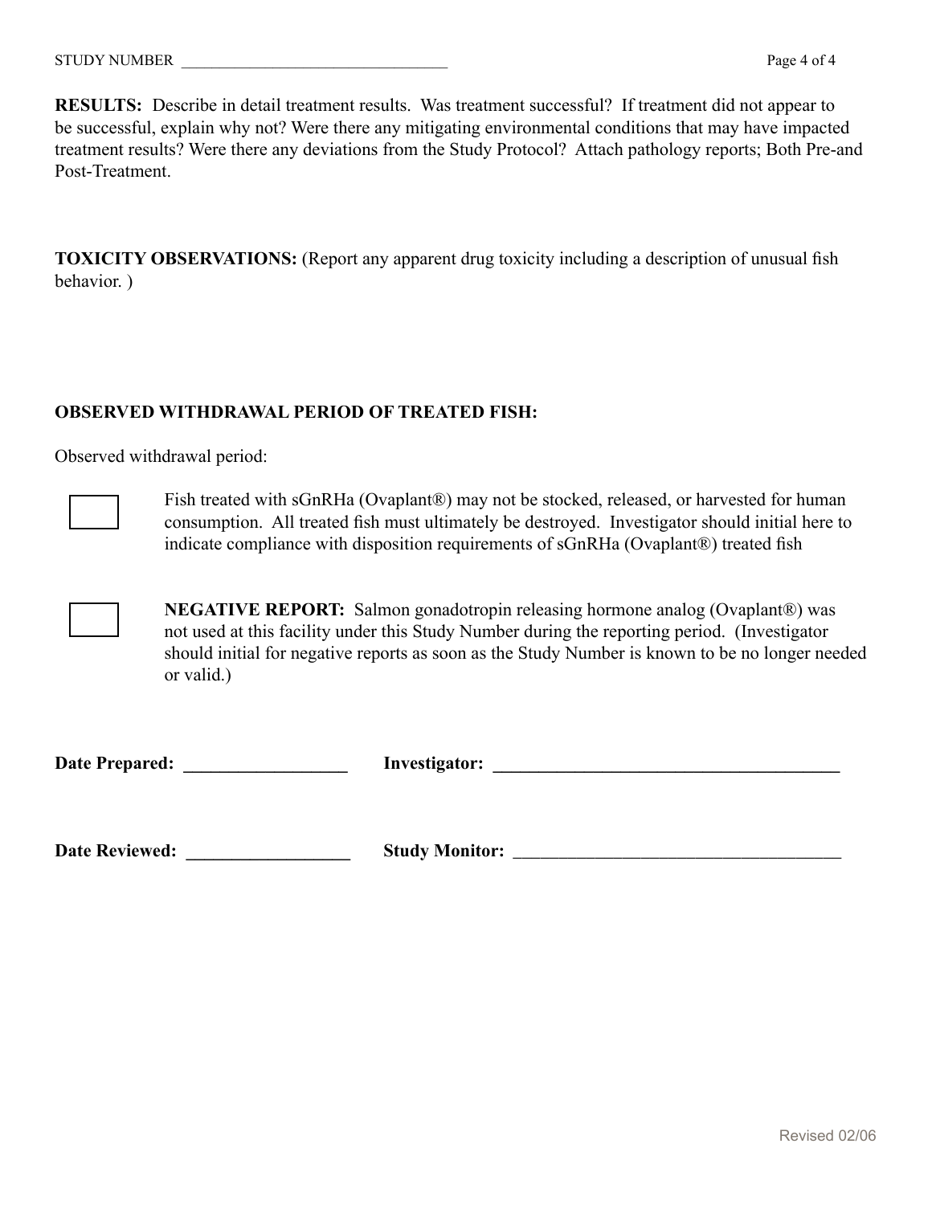STUDY NUMBER ___________________________________

**RESULTS:** Describe in detail treatment results. Was treatment successful? If treatment did not appear to be successful, explain why not? Were there any mitigating environmental conditions that may have impacted treatment results? Were there any deviations from the Study Protocol? Attach pathology reports; Both Pre-and Post-Treatment.

**TOXICITY OBSERVATIONS:** (Report any apparent drug toxicity including a description of unusual fish behavior. )

**OBSERVED WITHDRAWAL PERIOD OF TREATED FISH:**

Observed withdrawal period:

☐ Fish treated with sGnRHa (Ovaplant®) may not be stocked, released, or harvested for human consumption. All treated fish must ultimately be destroyed. Investigator should initial here to indicate compliance with disposition requirements of sGnRHa (Ovaplant®) treated fish

☐ **NEGATIVE REPORT:** Salmon gonadotropin releasing hormone analog (Ovaplant®) was not used at this facility under this Study Number during the reporting period. (Investigator should initial for negative reports as soon as the Study Number is known to be no longer needed or valid.)

**Date Prepared:** __________________ **Investigator:** _______________________________________

**Date Reviewed:** __________________ **Study Monitor:** _____________________________________

Revised 02/06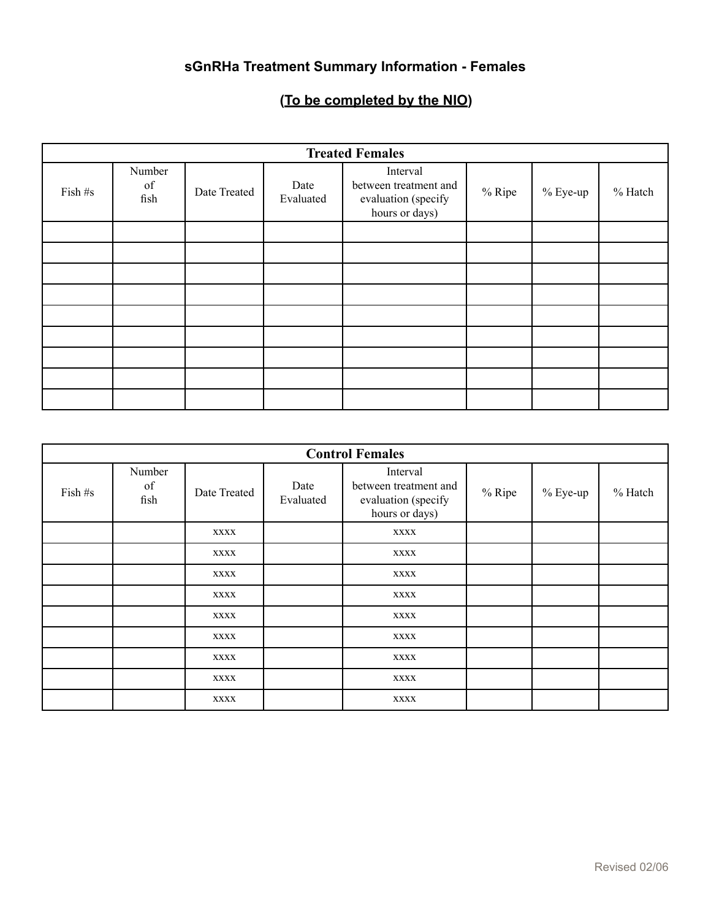# sGnRHa Treatment Summary Information - Females

## (To be completed by the NIO)

| Treated Females | | | | | | | |
|---|---|---|---|---|---|---|---|
| Fish #s | Number of fish | Date Treated | Date Evaluated | Interval between treatment and evaluation (specify hours or days) | % Ripe | % Eye-up | % Hatch |
| | | | | | | | |
| | | | | | | | |
| | | | | | | | |
| | | | | | | | |
| | | | | | | | |
| | | | | | | | |
| | | | | | | | |
| | | | | | | | |
| | | | | | | | |

| Control Females | | | | | | | |
|---|---|---|---|---|---|---|---|
| Fish #s | Number of fish | Date Treated | Date Evaluated | Interval between treatment and evaluation (specify hours or days) | % Ripe | % Eye-up | % Hatch |
| | | xxxx | | xxxx | | | |
| | | xxxx | | xxxx | | | |
| | | xxxx | | xxxx | | | |
| | | xxxx | | xxxx | | | |
| | | xxxx | | xxxx | | | |
| | | xxxx | | xxxx | | | |
| | | xxxx | | xxxx | | | |
| | | xxxx | | xxxx | | | |
| | | xxxx | | xxxx | | | |

Revised 02/06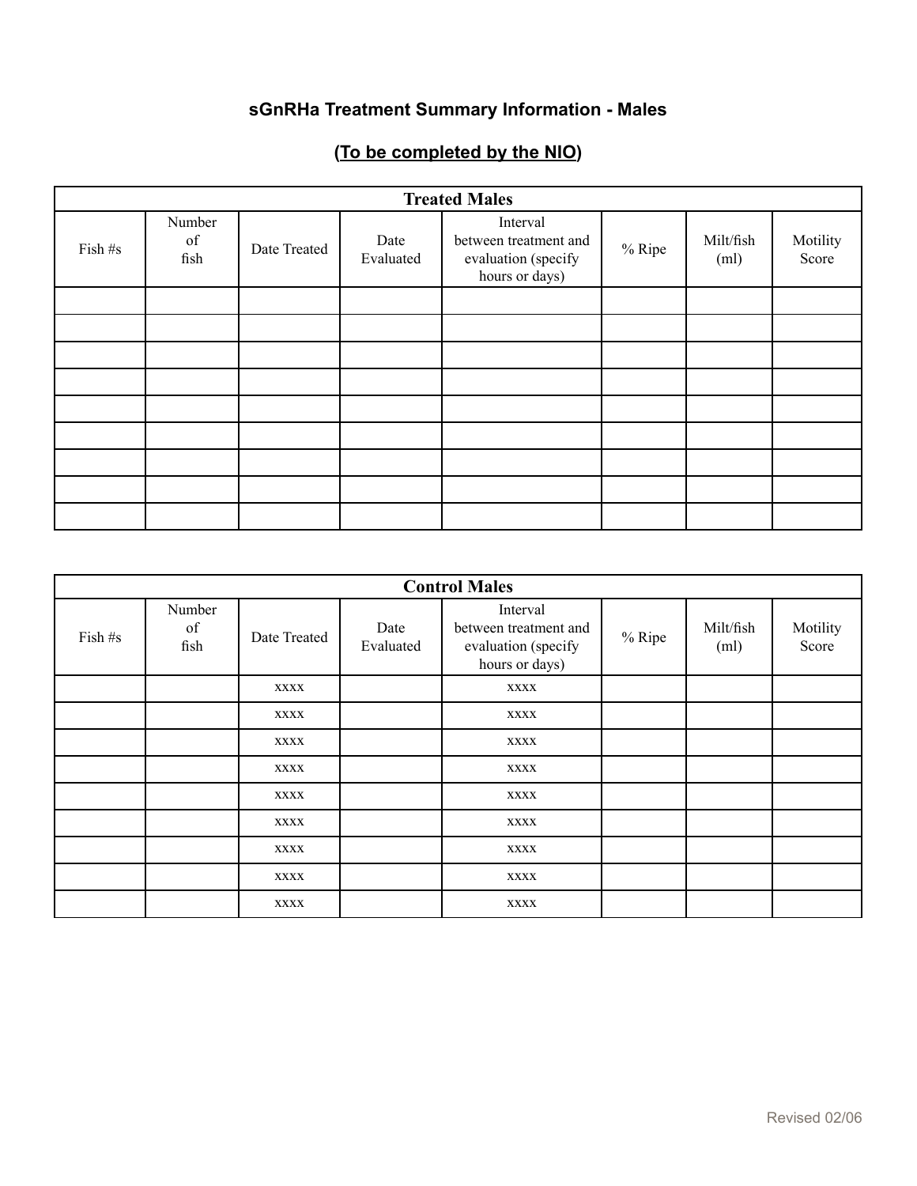## sGnRHa Treatment Summary Information - Males

### (To be completed by the NIO)

| Treated Males | | | | | | | |
|---|---|---|---|---|---|---|---|
| Fish #s | Number of fish | Date Treated | Date Evaluated | Interval between treatment and evaluation (specify hours or days) | % Ripe | Milt/fish (ml) | Motility Score |
| | | | | | | | |
| | | | | | | | |
| | | | | | | | |
| | | | | | | | |
| | | | | | | | |
| | | | | | | | |
| | | | | | | | |
| | | | | | | | |
| | | | | | | | |

| Control Males | | | | | | | |
|---|---|---|---|---|---|---|---|
| Fish #s | Number of fish | Date Treated | Date Evaluated | Interval between treatment and evaluation (specify hours or days) | % Ripe | Milt/fish (ml) | Motility Score |
| | | xxxx | | xxxx | | | |
| | | xxxx | | xxxx | | | |
| | | xxxx | | xxxx | | | |
| | | xxxx | | xxxx | | | |
| | | xxxx | | xxxx | | | |
| | | xxxx | | xxxx | | | |
| | | xxxx | | xxxx | | | |
| | | xxxx | | xxxx | | | |
| | | xxxx | | xxxx | | | |

Revised 02/06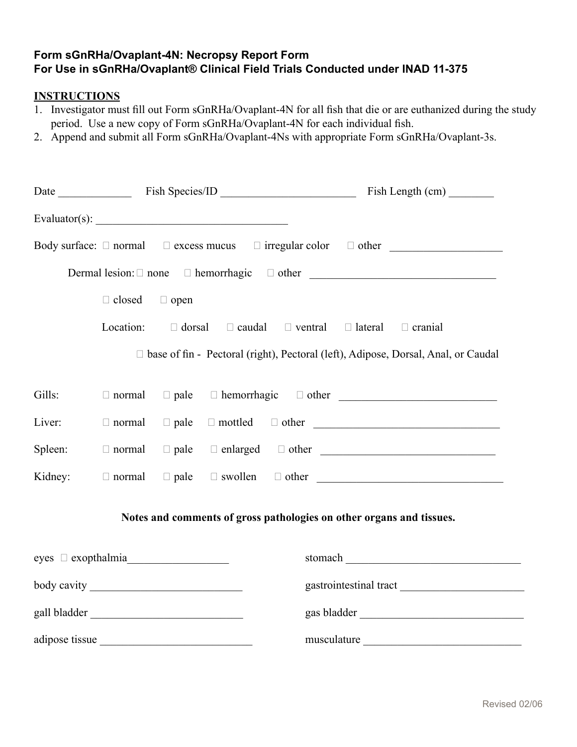**Form sGnRHa/Ovaplant-4N: Necropsy Report Form**
**For Use in sGnRHa/Ovaplant® Clinical Field Trials Conducted under INAD 11-375**

**INSTRUCTIONS**

1. Investigator must fill out Form sGnRHa/Ovaplant-4N for all fish that die or are euthanized during the study period. Use a new copy of Form sGnRHa/Ovaplant-4N for each individual fish.
2. Append and submit all Form sGnRHa/Ovaplant-4Ns with appropriate Form sGnRHa/Ovaplant-3s.

Date _____________ Fish Species/ID ________________________ Fish Length (cm) ________

Evaluator(s): ___________________________________

Body surface: ☐ normal ☐ excess mucus ☐ irregular color ☐ other ___________________

Dermal lesion: ☐ none ☐ hemorrhagic ☐ other ________________________________

☐ closed ☐ open

Location: ☐ dorsal ☐ caudal ☐ ventral ☐ lateral ☐ cranial

☐ base of fin - Pectoral (right), Pectoral (left), Adipose, Dorsal, Anal, or Caudal

Gills: ☐ normal ☐ pale ☐ hemorrhagic ☐ other ___________________________

Liver: ☐ normal ☐ pale ☐ mottled ☐ other _________________________________

Spleen: ☐ normal ☐ pale ☐ enlarged ☐ other ______________________________

Kidney: ☐ normal ☐ pale ☐ swollen ☐ other ________________________________

**Notes and comments of gross pathologies on other organs and tissues.**

eyes ☐ exopthalmia__________________

stomach _______________________________

body cavity ___________________________

gastrointestinal tract ______________________

gall bladder ___________________________

gas bladder _____________________________

adipose tissue ___________________________

musculature ____________________________

Revised 02/06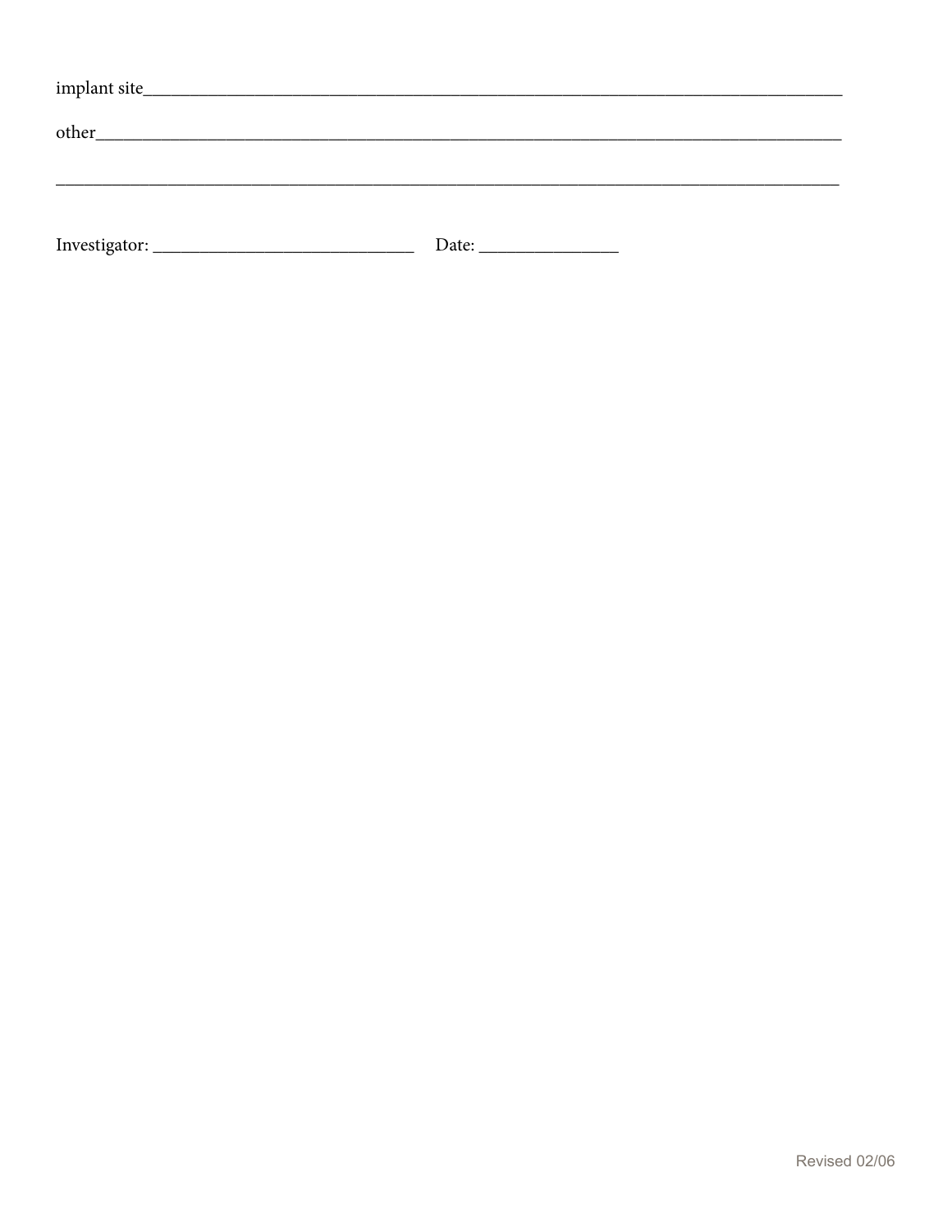implant site________________________________________________________________________________

other_____________________________________________________________________________________

__________________________________________________________________________________________

Investigator: ____________________________ Date: ______________

Revised 02/06